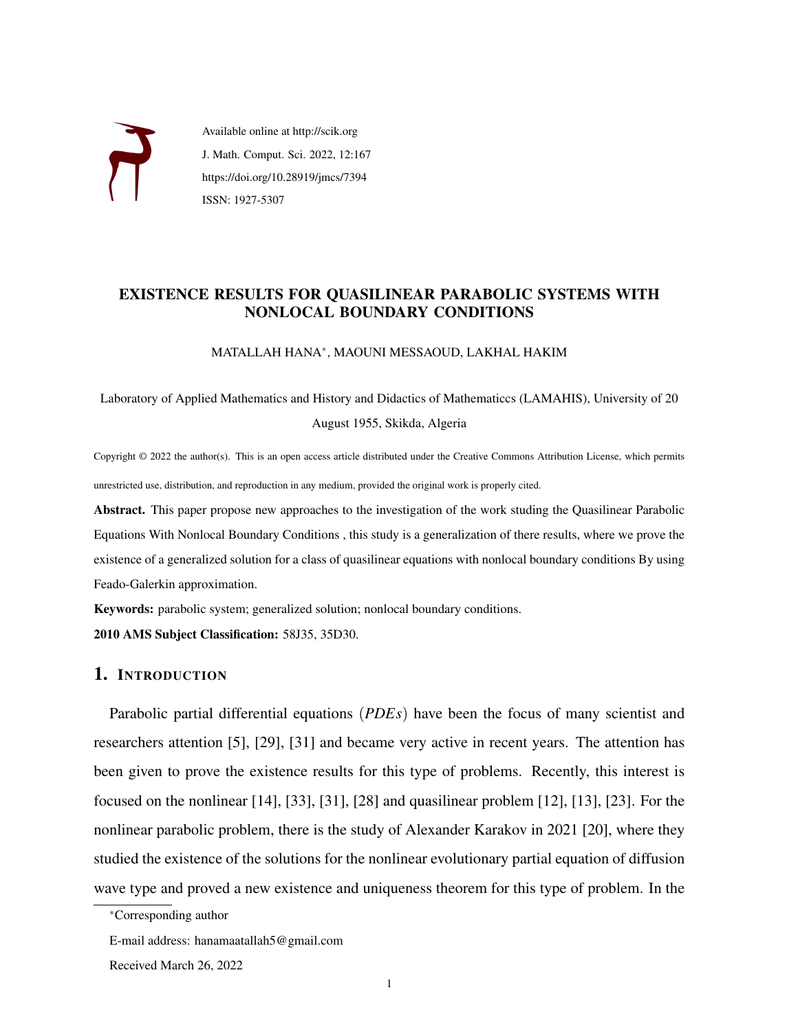Available online at http://scik.org

J. Math. Comput. Sci. 2022, 12:167

https://doi.org/10.28919/jmcs/7394

ISSN: 1927-5307

# EXISTENCE RESULTS FOR QUASILINEAR PARABOLIC SYSTEMS WITH NONLOCAL BOUNDARY CONDITIONS

MATALLAH HANA*, MAOUNI MESSAOUD, LAKHAL HAKIM

Laboratory of Applied Mathematics and History and Didactics of Mathematiccs (LAMAHIS), University of 20 August 1955, Skikda, Algeria

Copyright © 2022 the author(s). This is an open access article distributed under the Creative Commons Attribution License, which permits unrestricted use, distribution, and reproduction in any medium, provided the original work is properly cited.

**Abstract.** This paper propose new approaches to the investigation of the work studing the Quasilinear Parabolic Equations With Nonlocal Boundary Conditions , this study is a generalization of there results, where we prove the existence of a generalized solution for a class of quasilinear equations with nonlocal boundary conditions By using Feado-Galerkin approximation.

**Keywords:** parabolic system; generalized solution; nonlocal boundary conditions.

**2010 AMS Subject Classification:** 58J35, 35D30.

## 1. Introduction

Parabolic partial differential equations ($PDEs$) have been the focus of many scientist and researchers attention [5], [29], [31] and became very active in recent years. The attention has been given to prove the existence results for this type of problems. Recently, this interest is focused on the nonlinear [14], [33], [31], [28] and quasilinear problem [12], [13], [23]. For the nonlinear parabolic problem, there is the study of Alexander Karakov in 2021 [20], where they studied the existence of the solutions for the nonlinear evolutionary partial equation of diffusion wave type and proved a new existence and uniqueness theorem for this type of problem. In the

*Corresponding author

E-mail address: hanamaatallah5@gmail.com

Received March 26, 2022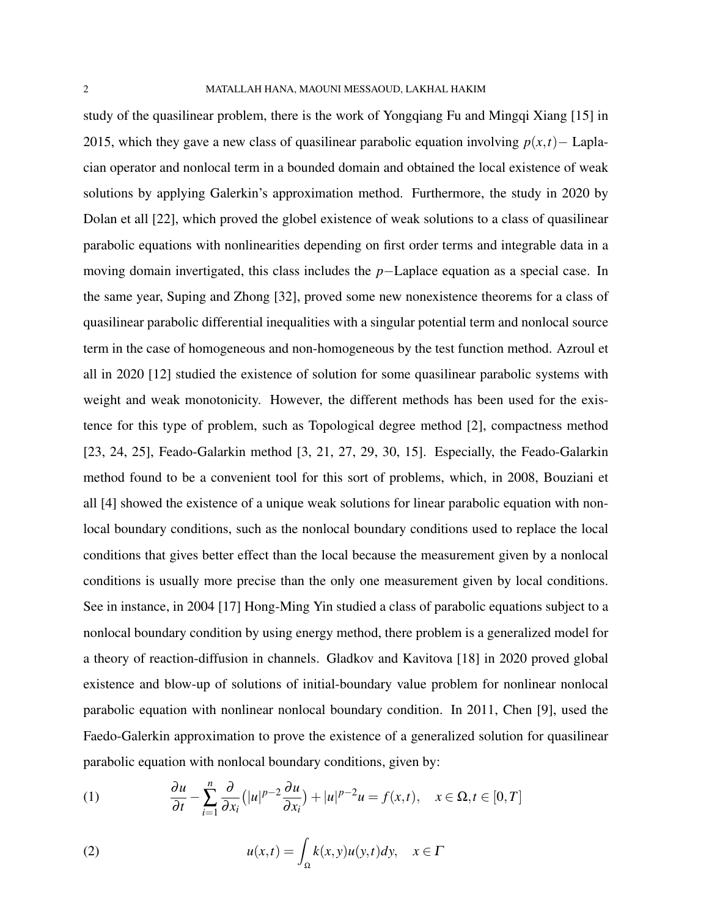study of the quasilinear problem, there is the work of Yongqiang Fu and Mingqi Xiang [15] in 2015, which they gave a new class of quasilinear parabolic equation involving $p(x,t)-$ Laplacian operator and nonlocal term in a bounded domain and obtained the local existence of weak solutions by applying Galerkin's approximation method. Furthermore, the study in 2020 by Dolan et all [22], which proved the globel existence of weak solutions to a class of quasilinear parabolic equations with nonlinearities depending on first order terms and integrable data in a moving domain invertigated, this class includes the $p-$Laplace equation as a special case. In the same year, Suping and Zhong [32], proved some new nonexistence theorems for a class of quasilinear parabolic differential inequalities with a singular potential term and nonlocal source term in the case of homogeneous and non-homogeneous by the test function method. Azroul et all in 2020 [12] studied the existence of solution for some quasilinear parabolic systems with weight and weak monotonicity. However, the different methods has been used for the existence for this type of problem, such as Topological degree method [2], compactness method [23, 24, 25], Feado-Galarkin method [3, 21, 27, 29, 30, 15]. Especially, the Feado-Galarkin method found to be a convenient tool for this sort of problems, which, in 2008, Bouziani et all [4] showed the existence of a unique weak solutions for linear parabolic equation with nonlocal boundary conditions, such as the nonlocal boundary conditions used to replace the local conditions that gives better effect than the local because the measurement given by a nonlocal conditions is usually more precise than the only one measurement given by local conditions. See in instance, in 2004 [17] Hong-Ming Yin studied a class of parabolic equations subject to a nonlocal boundary condition by using energy method, there problem is a generalized model for a theory of reaction-diffusion in channels. Gladkov and Kavitova [18] in 2020 proved global existence and blow-up of solutions of initial-boundary value problem for nonlinear nonlocal parabolic equation with nonlinear nonlocal boundary condition. In 2011, Chen [9], used the Faedo-Galerkin approximation to prove the existence of a generalized solution for quasilinear parabolic equation with nonlocal boundary conditions, given by:

$$\frac{\partial u}{\partial t} - \sum_{i=1}^{n} \frac{\partial}{\partial x_i}\big(|u|^{p-2}\frac{\partial u}{\partial x_i}\big) + |u|^{p-2}u = f(x,t), \quad x \in \Omega, t \in [0,T] \tag{1}$$

$$u(x,t) = \int_{\Omega} k(x,y)u(y,t)dy, \quad x \in \Gamma \tag{2}$$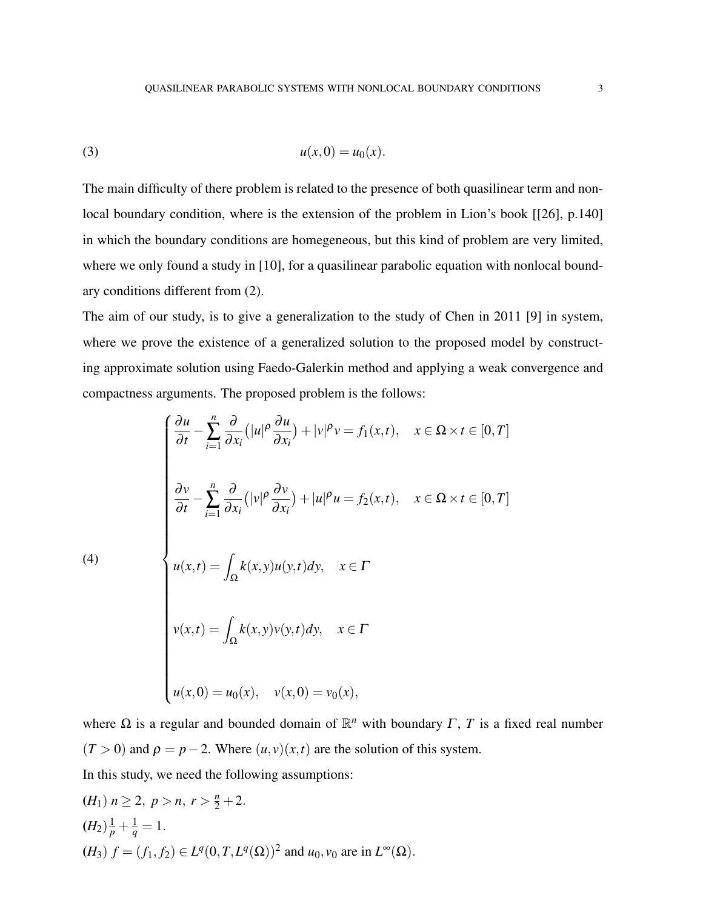$$u(x,0) = u_0(x). \tag{3}$$

The main difficulty of there problem is related to the presence of both quasilinear term and nonlocal boundary condition, where is the extension of the problem in Lion's book [[26], p.140] in which the boundary conditions are homegeneous, but this kind of problem are very limited, where we only found a study in [10], for a quasilinear parabolic equation with nonlocal boundary conditions different from (2).

The aim of our study, is to give a generalization to the study of Chen in 2011 [9] in system, where we prove the existence of a generalized solution to the proposed model by constructing approximate solution using Faedo-Galerkin method and applying a weak convergence and compactness arguments. The proposed problem is the follows:

$$\begin{cases} \dfrac{\partial u}{\partial t} - \displaystyle\sum_{i=1}^{n} \dfrac{\partial}{\partial x_i}\left(|u|^\rho \dfrac{\partial u}{\partial x_i}\right) + |v|^\rho v = f_1(x,t), \quad x \in \Omega \times t \in [0,T] \\[2ex] \dfrac{\partial v}{\partial t} - \displaystyle\sum_{i=1}^{n} \dfrac{\partial}{\partial x_i}\left(|v|^\rho \dfrac{\partial v}{\partial x_i}\right) + |u|^\rho u = f_2(x,t), \quad x \in \Omega \times t \in [0,T] \\[2ex] u(x,t) = \displaystyle\int_\Omega k(x,y)u(y,t)dy, \quad x \in \Gamma \\[2ex] v(x,t) = \displaystyle\int_\Omega k(x,y)v(y,t)dy, \quad x \in \Gamma \\[2ex] u(x,0) = u_0(x), \quad v(x,0) = v_0(x), \end{cases} \tag{4}$$

where $\Omega$ is a regular and bounded domain of $\mathbb{R}^n$ with boundary $\Gamma$, $T$ is a fixed real number $(T > 0)$ and $\rho = p - 2$. Where $(u,v)(x,t)$ are the solution of this system.

In this study, we need the following assumptions:

**($H_1$)** $n \geq 2,\ p > n,\ r > \frac{n}{2} + 2$.

**($H_2$)** $\frac{1}{p} + \frac{1}{q} = 1$.

**($H_3$)** $f = (f_1, f_2) \in L^q(0,T,L^q(\Omega))^2$ and $u_0, v_0$ are in $L^\infty(\Omega)$.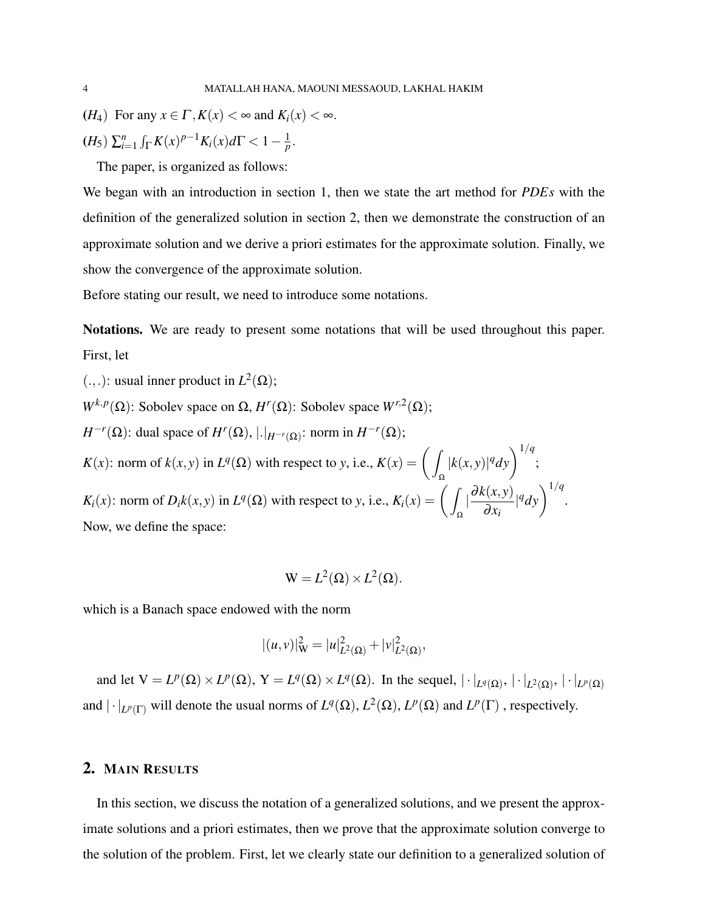**($H_4$)** For any $x \in \Gamma, K(x) < \infty$ and $K_i(x) < \infty$.

**($H_5$)** $\sum_{i=1}^{n} \int_\Gamma K(x)^{p-1} K_i(x) d\Gamma < 1 - \frac{1}{p}$.

The paper, is organized as follows:

We began with an introduction in section 1, then we state the art method for *PDEs* with the definition of the generalized solution in section 2, then we demonstrate the construction of an approximate solution and we derive a priori estimates for the approximate solution. Finally, we show the convergence of the approximate solution.

Before stating our result, we need to introduce some notations.

**Notations.** We are ready to present some notations that will be used throughout this paper. First, let

$(.,.)$: usual inner product in $L^2(\Omega)$;

$W^{k,p}(\Omega)$: Sobolev space on $\Omega$, $H^r(\Omega)$: Sobolev space $W^{r,2}(\Omega)$;

$H^{-r}(\Omega)$: dual space of $H^r(\Omega)$, $|.|_{H^{-r}(\Omega)}$: norm in $H^{-r}(\Omega)$;

$K(x)$: norm of $k(x,y)$ in $L^q(\Omega)$ with respect to $y$, i.e., $K(x) = \left( \int_\Omega |k(x,y)|^q dy \right)^{1/q}$;

$K_i(x)$: norm of $D_i k(x,y)$ in $L^q(\Omega)$ with respect to $y$, i.e., $K_i(x) = \left( \int_\Omega |\frac{\partial k(x,y)}{\partial x_i}|^q dy \right)^{1/q}$.

Now, we define the space:

$$\mathrm{W} = L^2(\Omega) \times L^2(\Omega).$$

which is a Banach space endowed with the norm

$$|(u,v)|^2_{\mathrm{W}} = |u|^2_{L^2(\Omega)} + |v|^2_{L^2(\Omega)},$$

and let $\mathrm{V} = L^p(\Omega) \times L^p(\Omega)$, $\mathrm{Y} = L^q(\Omega) \times L^q(\Omega)$. In the sequel, $|\cdot|_{L^q(\Omega)}$, $|\cdot|_{L^2(\Omega)}$, $|\cdot|_{L^p(\Omega)}$ and $|\cdot|_{L^p(\Gamma)}$ will denote the usual norms of $L^q(\Omega)$, $L^2(\Omega)$, $L^p(\Omega)$ and $L^p(\Gamma)$ , respectively.

## 2. Main Results

In this section, we discuss the notation of a generalized solutions, and we present the approximate solutions and a priori estimates, then we prove that the approximate solution converge to the solution of the problem. First, let we clearly state our definition to a generalized solution of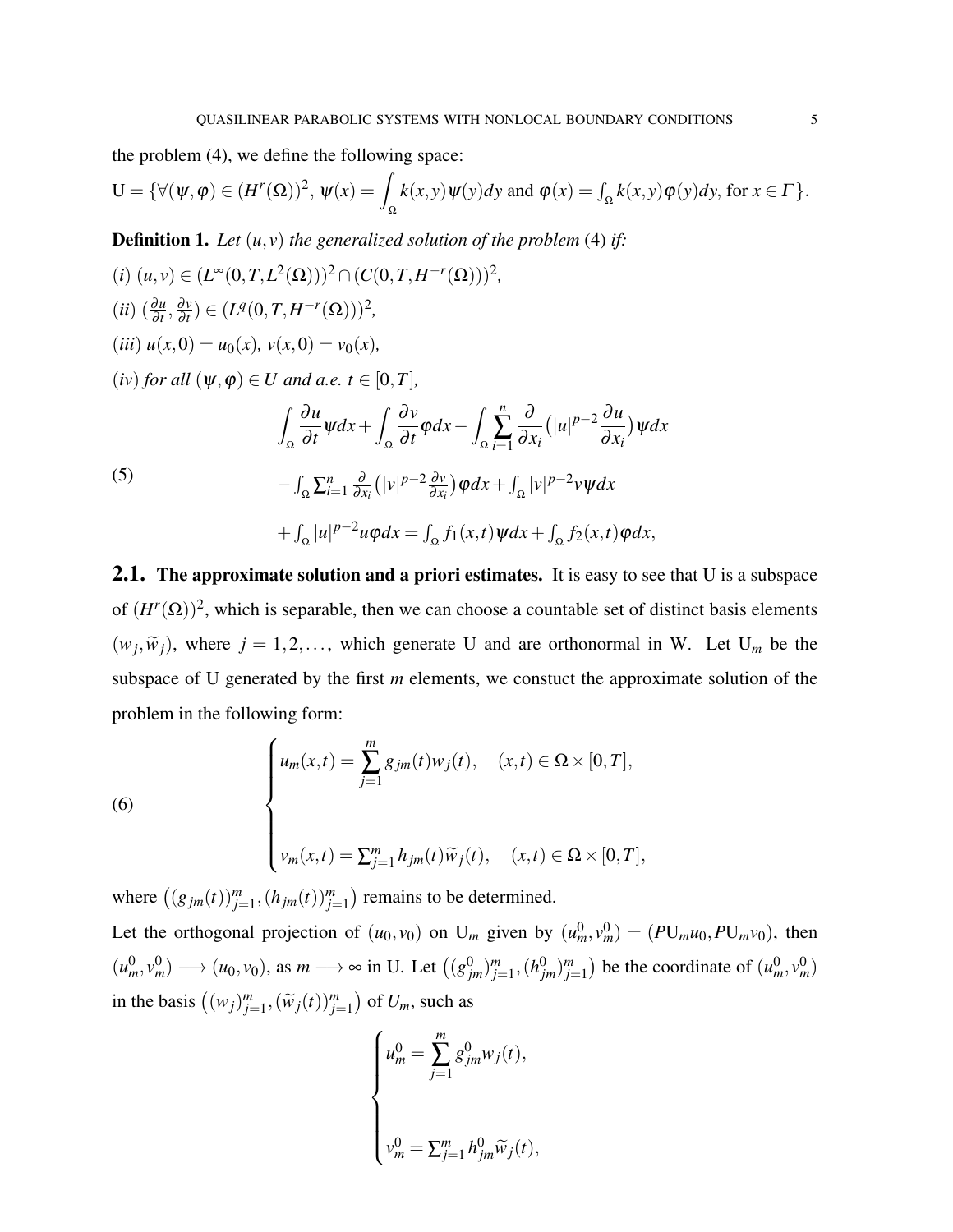the problem (4), we define the following space:

$$\mathrm{U} = \{\forall(\psi,\varphi) \in (H^r(\Omega))^2,\ \psi(x) = \int_\Omega k(x,y)\psi(y)dy \text{ and } \varphi(x) = \int_\Omega k(x,y)\varphi(y)dy, \text{ for } x \in \Gamma\}.$$

**Definition 1.** *Let $(u,v)$ the generalized solution of the problem* (4) *if:*

*(i)* $(u,v) \in (L^\infty(0,T,L^2(\Omega)))^2 \cap (C(0,T,H^{-r}(\Omega)))^2$,

*(ii)* $(\frac{\partial u}{\partial t}, \frac{\partial v}{\partial t}) \in (L^q(0,T,H^{-r}(\Omega)))^2$,

*(iii)* $u(x,0) = u_0(x)$, $v(x,0) = v_0(x)$,

*(iv) for all* $(\psi,\varphi) \in U$ *and a.e.* $t \in [0,T]$,

$$\begin{aligned}
&\int_\Omega \frac{\partial u}{\partial t}\psi dx + \int_\Omega \frac{\partial v}{\partial t}\varphi dx - \int_\Omega \sum_{i=1}^n \frac{\partial}{\partial x_i}\big(|u|^{p-2}\frac{\partial u}{\partial x_i}\big)\psi dx \\
&- \int_\Omega \sum_{i=1}^n \frac{\partial}{\partial x_i}\big(|v|^{p-2}\frac{\partial v}{\partial x_i}\big)\varphi dx + \int_\Omega |v|^{p-2}v\psi dx \\
&+ \int_\Omega |u|^{p-2}u\varphi dx = \int_\Omega f_1(x,t)\psi dx + \int_\Omega f_2(x,t)\varphi dx,
\end{aligned} \tag{5}$$

## 2.1. The approximate solution and a priori estimates.

It is easy to see that U is a subspace of $(H^r(\Omega))^2$, which is separable, then we can choose a countable set of distinct basis elements $(w_j, \widetilde{w}_j)$, where $j = 1,2,\ldots$, which generate U and are orthonormal in W. Let $\mathrm{U}_m$ be the subspace of U generated by the first $m$ elements, we constuct the approximate solution of the problem in the following form:

$$\begin{cases}
u_m(x,t) = \sum_{j=1}^m g_{jm}(t)w_j(t), \quad (x,t) \in \Omega\times[0,T], \\[2ex]
v_m(x,t) = \sum_{j=1}^m h_{jm}(t)\widetilde{w}_j(t), \quad (x,t) \in \Omega\times[0,T],
\end{cases} \tag{6}$$

where $\big((g_{jm}(t))_{j=1}^m, (h_{jm}(t))_{j=1}^m\big)$ remains to be determined.

Let the orthogonal projection of $(u_0,v_0)$ on $\mathrm{U}_m$ given by $(u_m^0, v_m^0) = (P\mathrm{U}_m u_0, P\mathrm{U}_m v_0)$, then $(u_m^0, v_m^0) \longrightarrow (u_0,v_0)$, as $m \longrightarrow \infty$ in U. Let $\big((g_{jm}^0)_{j=1}^m, (h_{jm}^0)_{j=1}^m\big)$ be the coordinate of $(u_m^0, v_m^0)$ in the basis $\big((w_j)_{j=1}^m, (\widetilde{w}_j(t))_{j=1}^m\big)$ of $U_m$, such as

$$\begin{cases}
u_m^0 = \sum_{j=1}^m g_{jm}^0 w_j(t), \\[2ex]
v_m^0 = \sum_{j=1}^m h_{jm}^0 \widetilde{w}_j(t),
\end{cases}$$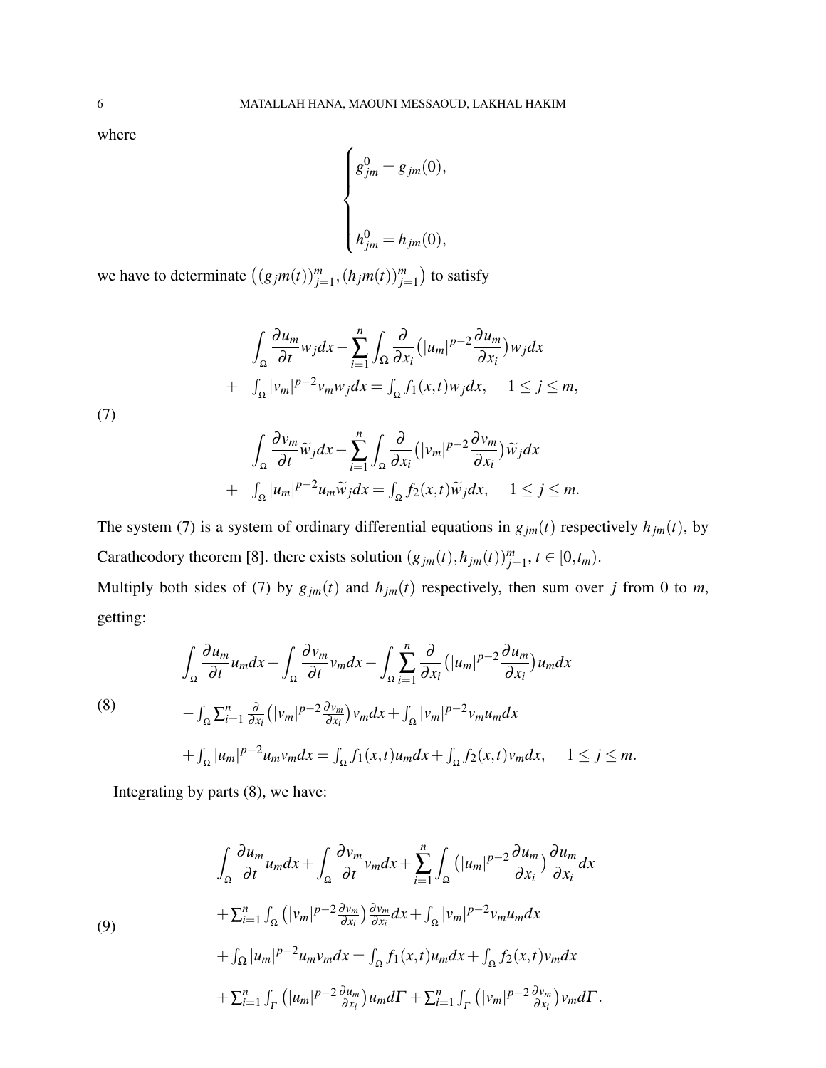where

$$\begin{cases} g_{jm}^0 = g_{jm}(0), \\ \\ h_{jm}^0 = h_{jm}(0), \end{cases}$$

we have to determinate $\left((g_jm(t))_{j=1}^m, (h_jm(t))_{j=1}^m\right)$ to satisfy

$$\tag{7} \begin{aligned} &\int_\Omega \frac{\partial u_m}{\partial t} w_j dx - \sum_{i=1}^n \int_\Omega \frac{\partial}{\partial x_i}\left(|u_m|^{p-2}\frac{\partial u_m}{\partial x_i}\right) w_j dx \\ &+ \int_\Omega |v_m|^{p-2} v_m w_j dx = \int_\Omega f_1(x,t) w_j dx, \quad 1 \leq j \leq m, \\ &\int_\Omega \frac{\partial v_m}{\partial t} \widetilde{w}_j dx - \sum_{i=1}^n \int_\Omega \frac{\partial}{\partial x_i}\left(|v_m|^{p-2}\frac{\partial v_m}{\partial x_i}\right) \widetilde{w}_j dx \\ &+ \int_\Omega |u_m|^{p-2} u_m \widetilde{w}_j dx = \int_\Omega f_2(x,t) \widetilde{w}_j dx, \quad 1 \leq j \leq m. \end{aligned}$$

The system (7) is a system of ordinary differential equations in $g_{jm}(t)$ respectively $h_{jm}(t)$, by Caratheodory theorem [8]. there exists solution $(g_{jm}(t), h_{jm}(t))_{j=1}^m$, $t \in [0, t_m)$.
Multiply both sides of (7) by $g_{jm}(t)$ and $h_{jm}(t)$ respectively, then sum over $j$ from 0 to $m$, getting:

$$\tag{8} \begin{aligned} &\int_\Omega \frac{\partial u_m}{\partial t} u_m dx + \int_\Omega \frac{\partial v_m}{\partial t} v_m dx - \int_\Omega \sum_{i=1}^n \frac{\partial}{\partial x_i}\left(|u_m|^{p-2}\frac{\partial u_m}{\partial x_i}\right) u_m dx \\ &- \int_\Omega \sum_{i=1}^n \frac{\partial}{\partial x_i}\left(|v_m|^{p-2}\frac{\partial v_m}{\partial x_i}\right) v_m dx + \int_\Omega |v_m|^{p-2} v_m u_m dx \\ &+ \int_\Omega |u_m|^{p-2} u_m v_m dx = \int_\Omega f_1(x,t) u_m dx + \int_\Omega f_2(x,t) v_m dx, \quad 1 \leq j \leq m. \end{aligned}$$

Integrating by parts (8), we have:

$$\tag{9} \begin{aligned} &\int_\Omega \frac{\partial u_m}{\partial t} u_m dx + \int_\Omega \frac{\partial v_m}{\partial t} v_m dx + \sum_{i=1}^n \int_\Omega \left(|u_m|^{p-2}\frac{\partial u_m}{\partial x_i}\right) \frac{\partial u_m}{\partial x_i} dx \\ &+ \sum_{i=1}^n \int_\Omega \left(|v_m|^{p-2}\frac{\partial v_m}{\partial x_i}\right) \frac{\partial v_m}{\partial x_i} dx + \int_\Omega |v_m|^{p-2} v_m u_m dx \\ &+ \int_\Omega |u_m|^{p-2} u_m v_m dx = \int_\Omega f_1(x,t) u_m dx + \int_\Omega f_2(x,t) v_m dx \\ &+ \sum_{i=1}^n \int_\Gamma \left(|u_m|^{p-2}\frac{\partial u_m}{\partial x_i}\right) u_m d\Gamma + \sum_{i=1}^n \int_\Gamma \left(|v_m|^{p-2}\frac{\partial v_m}{\partial x_i}\right) v_m d\Gamma. \end{aligned}$$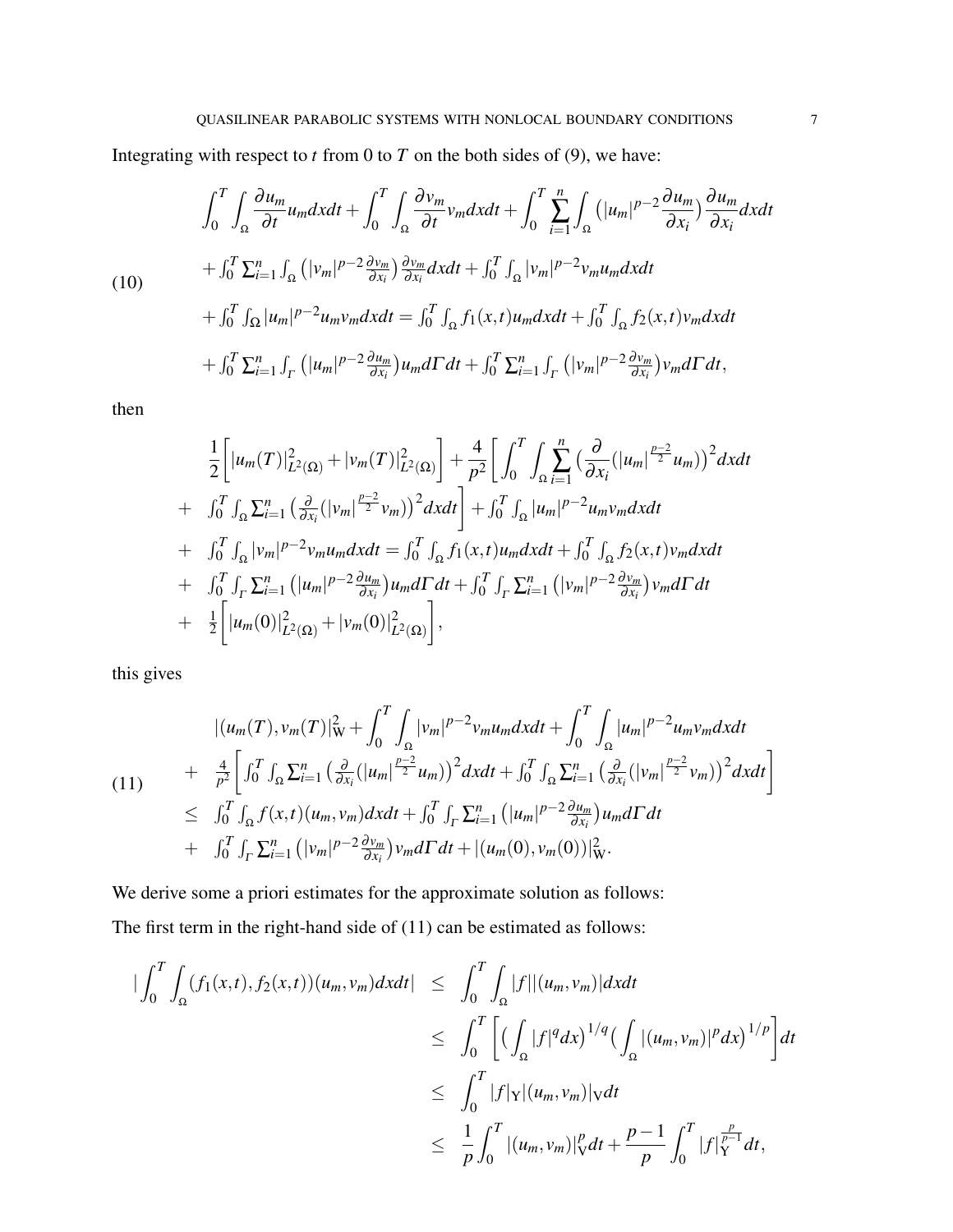Integrating with respect to $t$ from 0 to $T$ on the both sides of (9), we have:

$$
\begin{aligned}
&\int_0^T\int_\Omega \frac{\partial u_m}{\partial t}u_m dxdt + \int_0^T\int_\Omega \frac{\partial v_m}{\partial t}v_m dxdt + \int_0^T\sum_{i=1}^n\int_\Omega \big(|u_m|^{p-2}\frac{\partial u_m}{\partial x_i}\big)\frac{\partial u_m}{\partial x_i}dxdt \\
&+\int_0^T\sum_{i=1}^n\int_\Omega \big(|v_m|^{p-2}\frac{\partial v_m}{\partial x_i}\big)\frac{\partial v_m}{\partial x_i}dxdt + \int_0^T\int_\Omega |v_m|^{p-2}v_m u_m dxdt \\
&+\int_0^T\int_\Omega |u_m|^{p-2}u_m v_m dxdt = \int_0^T\int_\Omega f_1(x,t)u_m dxdt + \int_0^T\int_\Omega f_2(x,t)v_m dxdt \\
&+\int_0^T\sum_{i=1}^n\int_\Gamma \big(|u_m|^{p-2}\frac{\partial u_m}{\partial x_i}\big)u_m d\Gamma dt + \int_0^T\sum_{i=1}^n\int_\Gamma \big(|v_m|^{p-2}\frac{\partial v_m}{\partial x_i}\big)v_m d\Gamma dt,
\end{aligned}
\tag{10}
$$

then

$$
\begin{aligned}
&\frac{1}{2}\Bigg[|u_m(T)|^2_{L^2(\Omega)} + |v_m(T)|^2_{L^2(\Omega)}\Bigg] + \frac{4}{p^2}\Bigg[\int_0^T\int_\Omega\sum_{i=1}^n\big(\frac{\partial}{\partial x_i}(|u_m|^{\frac{p-2}{2}}u_m)\big)^2 dxdt \\
+\;& \int_0^T\int_\Omega\sum_{i=1}^n\big(\frac{\partial}{\partial x_i}(|v_m|^{\frac{p-2}{2}}v_m)\big)^2 dxdt\Bigg] + \int_0^T\int_\Omega |u_m|^{p-2}u_m v_m dxdt \\
+\;& \int_0^T\int_\Omega |v_m|^{p-2}v_m u_m dxdt = \int_0^T\int_\Omega f_1(x,t)u_m dxdt + \int_0^T\int_\Omega f_2(x,t)v_m dxdt \\
+\;& \int_0^T\int_\Gamma\sum_{i=1}^n\big(|u_m|^{p-2}\frac{\partial u_m}{\partial x_i}\big)u_m d\Gamma dt + \int_0^T\int_\Gamma\sum_{i=1}^n\big(|v_m|^{p-2}\frac{\partial v_m}{\partial x_i}\big)v_m d\Gamma dt \\
+\;& \frac{1}{2}\Bigg[|u_m(0)|^2_{L^2(\Omega)} + |v_m(0)|^2_{L^2(\Omega)}\Bigg],
\end{aligned}
$$

this gives

$$
\begin{aligned}
&|(u_m(T),v_m(T))|^2_{\mathrm{W}} + \int_0^T\int_\Omega |v_m|^{p-2}v_m u_m dxdt + \int_0^T\int_\Omega |u_m|^{p-2}u_m v_m dxdt \\
+\;& \frac{4}{p^2}\Bigg[\int_0^T\int_\Omega\sum_{i=1}^n\big(\frac{\partial}{\partial x_i}(|u_m|^{\frac{p-2}{2}}u_m)\big)^2 dxdt + \int_0^T\int_\Omega\sum_{i=1}^n\big(\frac{\partial}{\partial x_i}(|v_m|^{\frac{p-2}{2}}v_m)\big)^2 dxdt\Bigg] \\
\leq\;& \int_0^T\int_\Omega f(x,t)(u_m,v_m)dxdt + \int_0^T\int_\Gamma\sum_{i=1}^n\big(|u_m|^{p-2}\frac{\partial u_m}{\partial x_i}\big)u_m d\Gamma dt \\
+\;& \int_0^T\int_\Gamma\sum_{i=1}^n\big(|v_m|^{p-2}\frac{\partial v_m}{\partial x_i}\big)v_m d\Gamma dt + |(u_m(0),v_m(0))|^2_{\mathrm{W}}.
\end{aligned}
\tag{11}
$$

We derive some a priori estimates for the approximate solution as follows:

The first term in the right-hand side of (11) can be estimated as follows:

$$
\begin{aligned}
\Big|\int_0^T\int_\Omega (f_1(x,t),f_2(x,t))(u_m,v_m)dxdt\Big| &\leq \int_0^T\int_\Omega |f||(u_m,v_m)|dxdt \\
&\leq \int_0^T\Bigg[\big(\int_\Omega |f|^q dx\big)^{1/q}\big(\int_\Omega |(u_m,v_m)|^p dx\big)^{1/p}\Bigg]dt \\
&\leq \int_0^T |f|_{\mathrm{Y}}|(u_m,v_m)|_{\mathrm{V}}dt \\
&\leq \frac{1}{p}\int_0^T |(u_m,v_m)|^p_{\mathrm{V}}dt + \frac{p-1}{p}\int_0^T |f|_{\mathrm{Y}}^{\frac{p}{p-1}}dt,
\end{aligned}
$$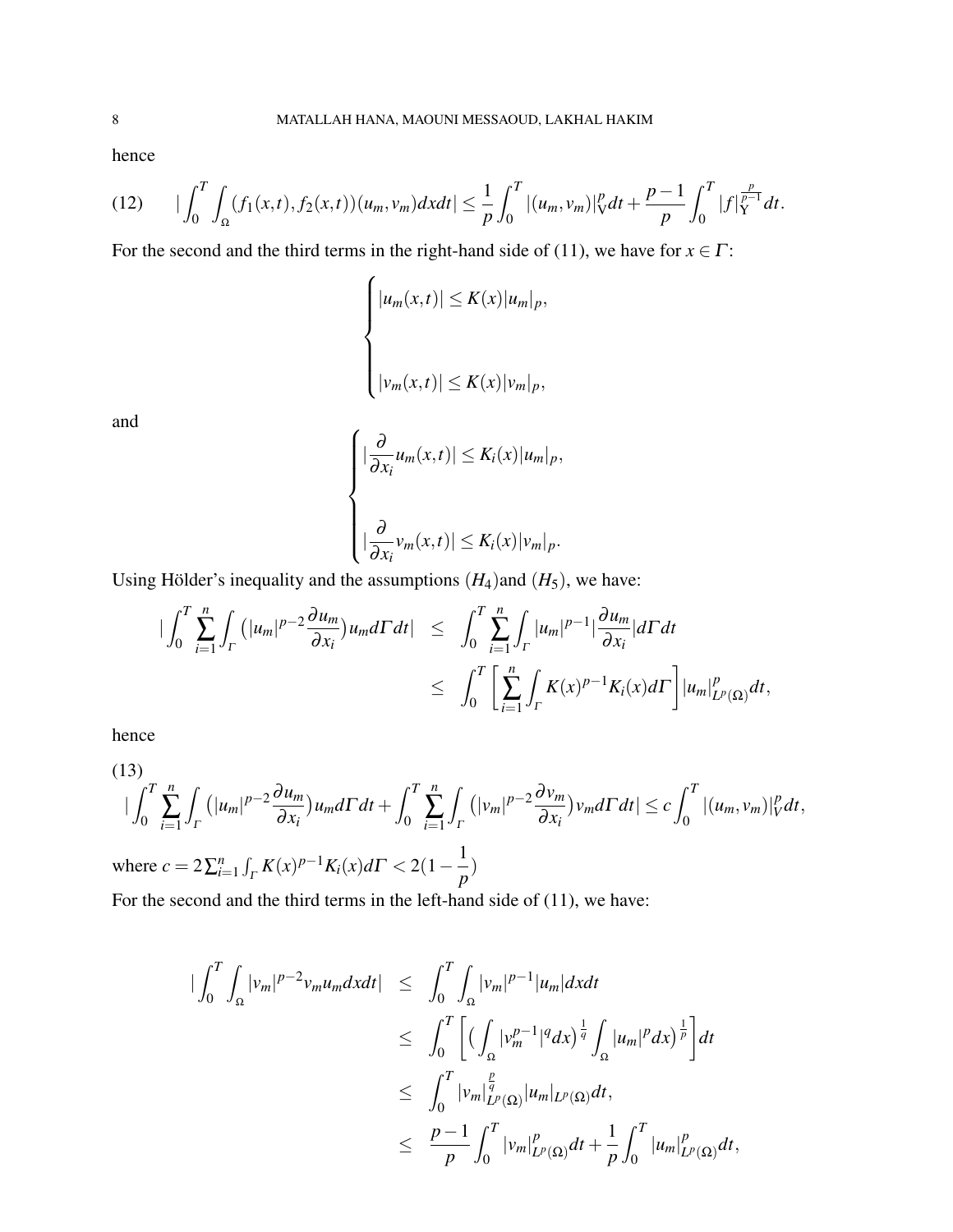hence

$$(12)\qquad |\int_0^T \int_\Omega (f_1(x,t), f_2(x,t))(u_m, v_m)dxdt| \leq \frac{1}{p}\int_0^T |(u_m, v_m)|_{\mathrm{V}}^p dt + \frac{p-1}{p}\int_0^T |f|_{\mathrm{Y}}^{\frac{p}{p-1}} dt.$$

For the second and the third terms in the right-hand side of (11), we have for $x \in \Gamma$:

$$\begin{cases} |u_m(x,t)| \leq K(x)|u_m|_p, \\ \\ |v_m(x,t)| \leq K(x)|v_m|_p, \end{cases}$$

and

$$\begin{cases} |\dfrac{\partial}{\partial x_i} u_m(x,t)| \leq K_i(x)|u_m|_p, \\ \\ |\dfrac{\partial}{\partial x_i} v_m(x,t)| \leq K_i(x)|v_m|_p. \end{cases}$$

Using Hölder's inequality and the assumptions $(H_4)$and $(H_5)$, we have:

$$\begin{aligned} |\int_0^T \sum_{i=1}^n \int_\Gamma \left(|u_m|^{p-2}\frac{\partial u_m}{\partial x_i}\right) u_m d\Gamma dt| &\leq \int_0^T \sum_{i=1}^n \int_\Gamma |u_m|^{p-1}|\frac{\partial u_m}{\partial x_i}| d\Gamma dt \\ &\leq \int_0^T \left[\sum_{i=1}^n \int_\Gamma K(x)^{p-1}K_i(x)d\Gamma\right] |u_m|_{L^p(\Omega)}^p dt, \end{aligned}$$

hence

$$(13)\qquad |\int_0^T \sum_{i=1}^n \int_\Gamma \left(|u_m|^{p-2}\frac{\partial u_m}{\partial x_i}\right) u_m d\Gamma dt + \int_0^T \sum_{i=1}^n \int_\Gamma \left(|v_m|^{p-2}\frac{\partial v_m}{\partial x_i}\right) v_m d\Gamma dt| \leq c\int_0^T |(u_m, v_m)|_V^p dt,$$

where $c = 2\sum_{i=1}^n \int_\Gamma K(x)^{p-1}K_i(x)d\Gamma < 2(1-\dfrac{1}{p})$

For the second and the third terms in the left-hand side of (11), we have:

$$\begin{aligned} |\int_0^T \int_\Omega |v_m|^{p-2}v_m u_m dxdt| &\leq \int_0^T \int_\Omega |v_m|^{p-1}|u_m| dxdt \\ &\leq \int_0^T \left[\left(\int_\Omega |v_m^{p-1}|^q dx\right)^{\frac{1}{q}} \int_\Omega |u_m|^p dx\right)^{\frac{1}{p}}\right] dt \\ &\leq \int_0^T |v_m|_{L^p(\Omega)}^{\frac{p}{q}} |u_m|_{L^p(\Omega)} dt, \\ &\leq \frac{p-1}{p}\int_0^T |v_m|_{L^p(\Omega)}^p dt + \frac{1}{p}\int_0^T |u_m|_{L^p(\Omega)}^p dt, \end{aligned}$$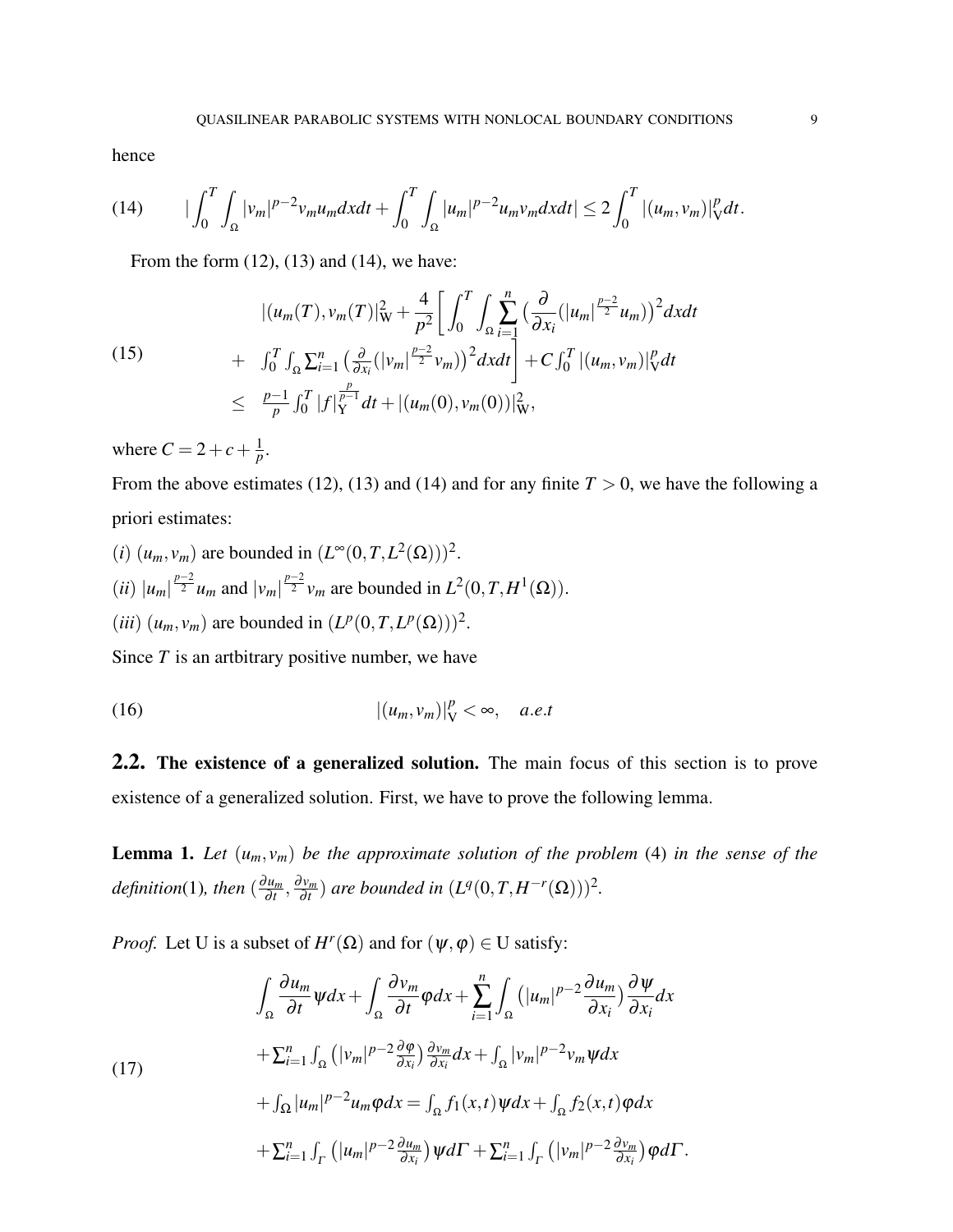hence

$$|\int_0^T \int_\Omega |v_m|^{p-2} v_m u_m dxdt + \int_0^T \int_\Omega |u_m|^{p-2} u_m v_m dxdt| \leq 2\int_0^T |(u_m, v_m)|_{\mathrm{V}}^p dt. \tag{14}$$

From the form (12), (13) and (14), we have:

$$\begin{aligned}
& |(u_m(T), v_m(T)|_{\mathrm{W}}^2 + \frac{4}{p^2}\Big[\int_0^T \int_\Omega \sum_{i=1}^n \big(\frac{\partial}{\partial x_i}(|u_m|^{\frac{p-2}{2}} u_m)\big)^2 dxdt \\
+ & \int_0^T \int_\Omega \sum_{i=1}^n \big(\frac{\partial}{\partial x_i}(|v_m|^{\frac{p-2}{2}} v_m)\big)^2 dxdt\Big] + C\int_0^T |(u_m, v_m)|_{\mathrm{V}}^p dt \\
\leq & \frac{p-1}{p}\int_0^T |f|_{\mathrm{Y}}^{\frac{p}{p-1}} dt + |(u_m(0), v_m(0))|_{\mathrm{W}}^2,
\end{aligned} \tag{15}$$

where $C = 2 + c + \frac{1}{p}$.

From the above estimates (12), (13) and (14) and for any finite $T > 0$, we have the following a priori estimates:

$(i)$ $(u_m, v_m)$ are bounded in $(L^\infty(0,T,L^2(\Omega)))^2$.

$(ii)$ $|u_m|^{\frac{p-2}{2}} u_m$ and $|v_m|^{\frac{p-2}{2}} v_m$ are bounded in $L^2(0,T,H^1(\Omega))$.

$(iii)$ $(u_m, v_m)$ are bounded in $(L^p(0,T,L^p(\Omega)))^2$.

Since $T$ is an artbitrary positive number, we have

$$|(u_m, v_m)|_{\mathrm{V}}^p < \infty, \quad a.e.t \tag{16}$$

## 2.2. The existence of a generalized solution.

The main focus of this section is to prove existence of a generalized solution. First, we have to prove the following lemma.

**Lemma 1.** *Let $(u_m, v_m)$ be the approximate solution of the problem* (4) *in the sense of the definition*(1)*, then $(\frac{\partial u_m}{\partial t}, \frac{\partial v_m}{\partial t})$ are bounded in $(L^q(0,T,H^{-r}(\Omega)))^2$.*

*Proof.* Let U is a subset of $H^r(\Omega)$ and for $(\psi, \varphi) \in \mathrm{U}$ satisfy:

$$\begin{aligned}
& \int_\Omega \frac{\partial u_m}{\partial t}\psi dx + \int_\Omega \frac{\partial v_m}{\partial t}\varphi dx + \sum_{i=1}^n \int_\Omega \big(|u_m|^{p-2}\frac{\partial u_m}{\partial x_i}\big)\frac{\partial \psi}{\partial x_i} dx \\
& + \sum_{i=1}^n \int_\Omega \big(|v_m|^{p-2}\frac{\partial \varphi}{\partial x_i}\big)\frac{\partial v_m}{\partial x_i} dx + \int_\Omega |v_m|^{p-2} v_m \psi dx \\
& + \int_\Omega |u_m|^{p-2} u_m \varphi dx = \int_\Omega f_1(x,t)\psi dx + \int_\Omega f_2(x,t)\varphi dx \\
& + \sum_{i=1}^n \int_\Gamma \big(|u_m|^{p-2}\frac{\partial u_m}{\partial x_i}\big)\psi d\Gamma + \sum_{i=1}^n \int_\Gamma \big(|v_m|^{p-2}\frac{\partial v_m}{\partial x_i}\big)\varphi d\Gamma.
\end{aligned} \tag{17}$$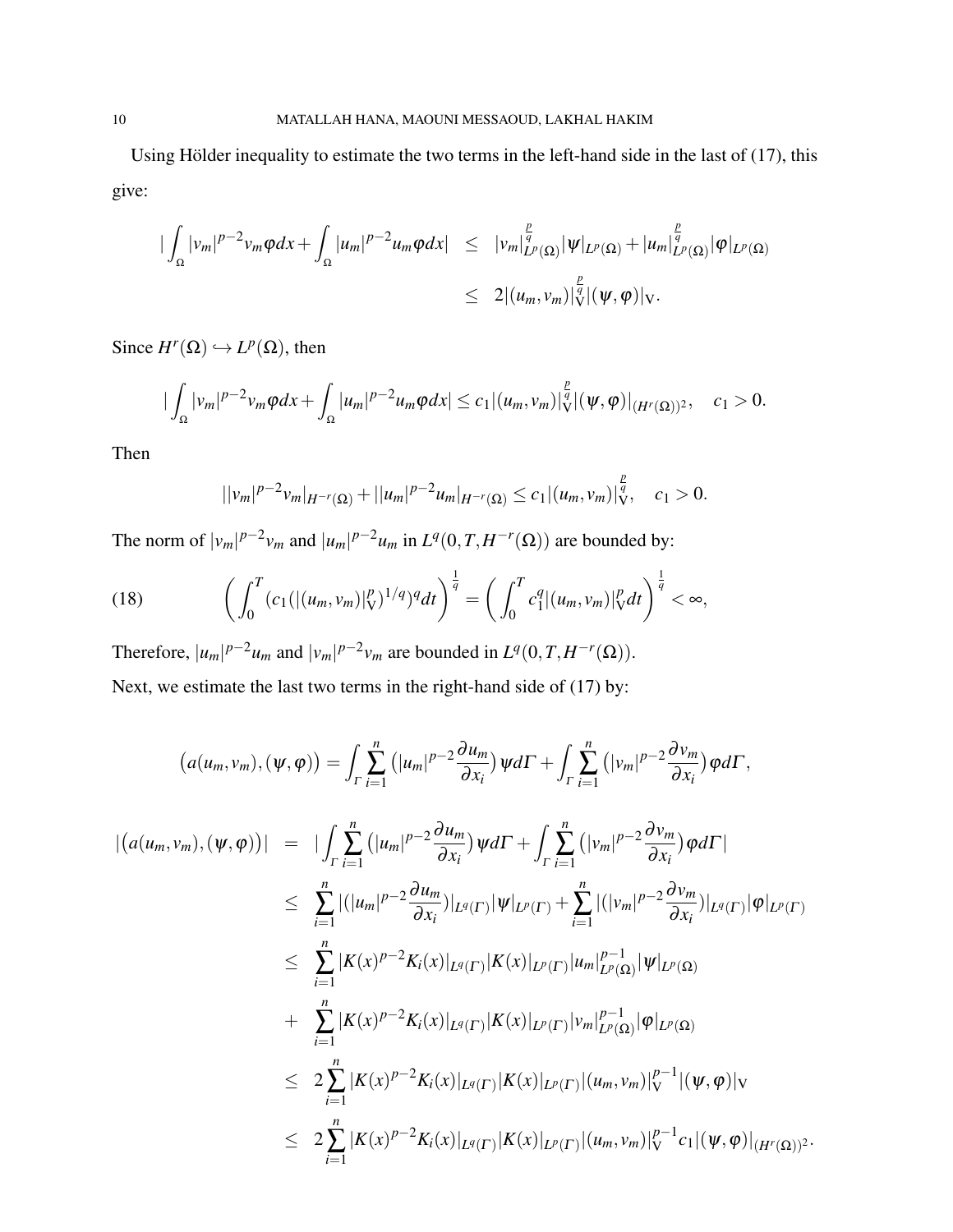Using Hölder inequality to estimate the two terms in the left-hand side in the last of (17), this give:

$$
\begin{aligned}
|\int_\Omega |v_m|^{p-2}v_m\varphi dx + \int_\Omega |u_m|^{p-2}u_m\varphi dx| &\leq |v_m|_{L^p(\Omega)}^{\frac{p}{q}}|\psi|_{L^p(\Omega)} + |u_m|_{L^p(\Omega)}^{\frac{p}{q}}|\varphi|_{L^p(\Omega)} \\
&\leq 2|(u_m,v_m)|_{\mathrm{V}}^{\frac{p}{q}}|(\psi,\varphi)|_{\mathrm{V}}.
\end{aligned}
$$

Since $H^r(\Omega) \hookrightarrow L^p(\Omega)$, then

$$
|\int_\Omega |v_m|^{p-2}v_m\varphi dx + \int_\Omega |u_m|^{p-2}u_m\varphi dx| \leq c_1|(u_m,v_m)|_{\mathrm{V}}^{\frac{p}{q}}|(\psi,\varphi)|_{(H^r(\Omega))^2}, \quad c_1 > 0.
$$

Then

$$
||v_m|^{p-2}v_m|_{H^{-r}(\Omega)} + ||u_m|^{p-2}u_m|_{H^{-r}(\Omega)} \leq c_1|(u_m,v_m)|_{\mathrm{V}}^{\frac{p}{q}}, \quad c_1 > 0.
$$

The norm of $|v_m|^{p-2}v_m$ and $|u_m|^{p-2}u_m$ in $L^q(0,T,H^{-r}(\Omega))$ are bounded by:

$$
\left(\int_0^T (c_1(|(u_m,v_m)|_{\mathrm{V}}^p)^{1/q})^q dt\right)^{\frac{1}{q}} = \left(\int_0^T c_1^q|(u_m,v_m)|_{\mathrm{V}}^p dt\right)^{\frac{1}{q}} < \infty, \tag{18}
$$

Therefore, $|u_m|^{p-2}u_m$ and $|v_m|^{p-2}v_m$ are bounded in $L^q(0,T,H^{-r}(\Omega))$.

Next, we estimate the last two terms in the right-hand side of (17) by:

$$
\big(a(u_m,v_m),(\psi,\varphi)\big) = \int_\Gamma \sum_{i=1}^n \big(|u_m|^{p-2}\frac{\partial u_m}{\partial x_i}\big)\psi d\Gamma + \int_\Gamma \sum_{i=1}^n \big(|v_m|^{p-2}\frac{\partial v_m}{\partial x_i}\big)\varphi d\Gamma,
$$

$$
\begin{aligned}
|\big(a(u_m,v_m),(\psi,\varphi)\big)| &= |\int_\Gamma \sum_{i=1}^n \big(|u_m|^{p-2}\frac{\partial u_m}{\partial x_i}\big)\psi d\Gamma + \int_\Gamma \sum_{i=1}^n \big(|v_m|^{p-2}\frac{\partial v_m}{\partial x_i}\big)\varphi d\Gamma| \\
&\leq \sum_{i=1}^n |(|u_m|^{p-2}\frac{\partial u_m}{\partial x_i})|_{L^q(\Gamma)}|\psi|_{L^p(\Gamma)} + \sum_{i=1}^n |(|v_m|^{p-2}\frac{\partial v_m}{\partial x_i})|_{L^q(\Gamma)}|\varphi|_{L^p(\Gamma)} \\
&\leq \sum_{i=1}^n |K(x)^{p-2}K_i(x)|_{L^q(\Gamma)}|K(x)|_{L^p(\Gamma)}|u_m|_{L^p(\Omega)}^{p-1}|\psi|_{L^p(\Omega)} \\
&+ \sum_{i=1}^n |K(x)^{p-2}K_i(x)|_{L^q(\Gamma)}|K(x)|_{L^p(\Gamma)}|v_m|_{L^p(\Omega)}^{p-1}|\varphi|_{L^p(\Omega)} \\
&\leq 2\sum_{i=1}^n |K(x)^{p-2}K_i(x)|_{L^q(\Gamma)}|K(x)|_{L^p(\Gamma)}|(u_m,v_m)|_{\mathrm{V}}^{p-1}|(\psi,\varphi)|_{\mathrm{V}} \\
&\leq 2\sum_{i=1}^n |K(x)^{p-2}K_i(x)|_{L^q(\Gamma)}|K(x)|_{L^p(\Gamma)}|(u_m,v_m)|_{\mathrm{V}}^{p-1}c_1|(\psi,\varphi)|_{(H^r(\Omega))^2}.
\end{aligned}
$$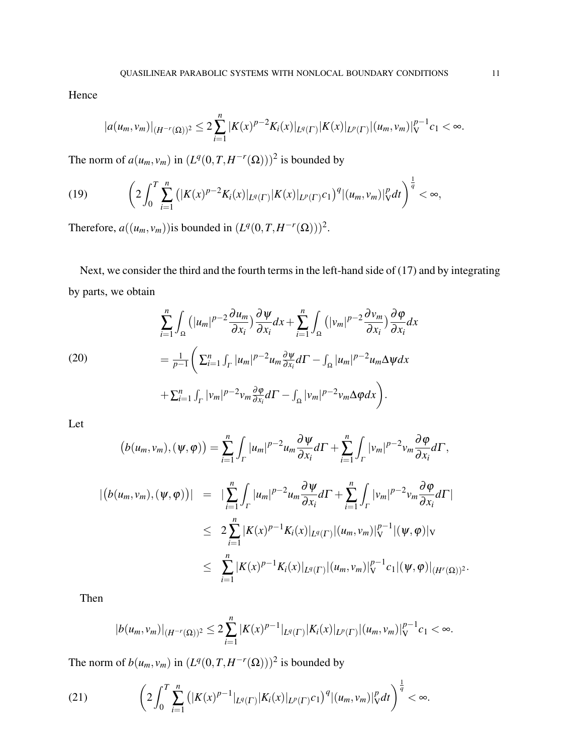Hence

$$|a(u_m,v_m)|_{(H^{-r}(\Omega))^2} \leq 2\sum_{i=1}^{n} |K(x)^{p-2}K_i(x)|_{L^q(\Gamma)}|K(x)|_{L^p(\Gamma)}|(u_m,v_m)|_{\mathrm{V}}^{p-1}c_1 < \infty.$$

The norm of $a(u_m,v_m)$ in $(L^q(0,T,H^{-r}(\Omega)))^2$ is bounded by

$$\left(2\int_0^T \sum_{i=1}^{n} \left(|K(x)^{p-2}K_i(x)|_{L^q(\Gamma)}|K(x)|_{L^p(\Gamma)}c_1\right)^q |(u_m,v_m)|_{\mathrm{V}}^p dt\right)^{\frac{1}{q}} < \infty, \tag{19}$$

Therefore, $a((u_m,v_m))$is bounded in $(L^q(0,T,H^{-r}(\Omega)))^2$.

Next, we consider the third and the fourth terms in the left-hand side of (17) and by integrating by parts, we obtain

$$\begin{aligned}
&\sum_{i=1}^{n}\int_{\Omega}\left(|u_m|^{p-2}\frac{\partial u_m}{\partial x_i}\right)\frac{\partial \psi}{\partial x_i}dx + \sum_{i=1}^{n}\int_{\Omega}\left(|v_m|^{p-2}\frac{\partial v_m}{\partial x_i}\right)\frac{\partial \varphi}{\partial x_i}dx \\
&= \frac{1}{p-1}\Bigg(\sum_{i=1}^{n}\int_{\Gamma}|u_m|^{p-2}u_m\frac{\partial \psi}{\partial x_i}d\Gamma - \int_{\Omega}|u_m|^{p-2}u_m\Delta\psi dx \\
&\quad + \sum_{i=1}^{n}\int_{\Gamma}|v_m|^{p-2}v_m\frac{\partial \varphi}{\partial x_i}d\Gamma - \int_{\Omega}|v_m|^{p-2}v_m\Delta\varphi dx\Bigg).
\end{aligned} \tag{20}$$

Let

$$\big(b(u_m,v_m),(\psi,\varphi)\big) = \sum_{i=1}^{n}\int_{\Gamma}|u_m|^{p-2}u_m\frac{\partial \psi}{\partial x_i}d\Gamma + \sum_{i=1}^{n}\int_{\Gamma}|v_m|^{p-2}v_m\frac{\partial \varphi}{\partial x_i}d\Gamma,$$

$$\begin{aligned}
|\big(b(u_m,v_m),(\psi,\varphi)\big)| &= |\sum_{i=1}^{n}\int_{\Gamma}|u_m|^{p-2}u_m\frac{\partial \psi}{\partial x_i}d\Gamma + \sum_{i=1}^{n}\int_{\Gamma}|v_m|^{p-2}v_m\frac{\partial \varphi}{\partial x_i}d\Gamma| \\
&\leq 2\sum_{i=1}^{n}|K(x)^{p-1}K_i(x)|_{L^q(\Gamma)}|(u_m,v_m)|_{\mathrm{V}}^{p-1}|(\psi,\varphi)|_{\mathrm{V}} \\
&\leq \sum_{i=1}^{n}|K(x)^{p-1}K_i(x)|_{L^q(\Gamma)}|(u_m,v_m)|_{\mathrm{V}}^{p-1}c_1|(\psi,\varphi)|_{(H^r(\Omega))^2}.
\end{aligned}$$

Then

$$|b(u_m,v_m)|_{(H^{-r}(\Omega))^2} \leq 2\sum_{i=1}^{n}|K(x)^{p-1}|_{L^q(\Gamma)}|K_i(x)|_{L^p(\Gamma)}|(u_m,v_m)|_{\mathrm{V}}^{p-1}c_1 < \infty.$$

The norm of $b(u_m,v_m)$ in $(L^q(0,T,H^{-r}(\Omega)))^2$ is bounded by

$$\left(2\int_0^T \sum_{i=1}^{n}\left(|K(x)^{p-1}|_{L^q(\Gamma)}|K_i(x)|_{L^p(\Gamma)}c_1\right)^q |(u_m,v_m)|_{\mathrm{V}}^p dt\right)^{\frac{1}{q}} < \infty. \tag{21}$$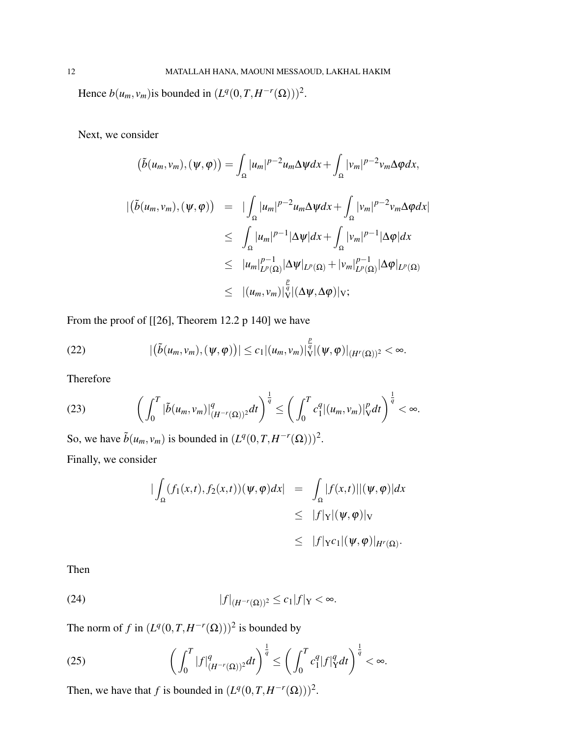Hence $b(u_m, v_m)$is bounded in $(L^q(0,T,H^{-r}(\Omega)))^2$.

Next, we consider

$$\big(\tilde{b}(u_m,v_m),(\psi,\varphi)\big) = \int_\Omega |u_m|^{p-2}u_m\Delta\psi dx + \int_\Omega |v_m|^{p-2}v_m\Delta\varphi dx,$$

$$\begin{aligned}
|\big(\tilde{b}(u_m,v_m),(\psi,\varphi)\big) &= |\int_\Omega |u_m|^{p-2}u_m\Delta\psi dx + \int_\Omega |v_m|^{p-2}v_m\Delta\varphi dx| \\
&\leq \int_\Omega |u_m|^{p-1}|\Delta\psi| dx + \int_\Omega |v_m|^{p-1}|\Delta\varphi| dx \\
&\leq |u_m|^{p-1}_{L^p(\Omega)}|\Delta\psi|_{L^p(\Omega)} + |v_m|^{p-1}_{L^p(\Omega)}|\Delta\varphi|_{L^p(\Omega)} \\
&\leq |(u_m,v_m)|^{\frac{p}{q}}_{\mathrm{V}}|(\Delta\psi,\Delta\varphi)|_{\mathrm{V}};
\end{aligned}$$

From the proof of [[26], Theorem 12.2 p 140] we have

$$|\big(\tilde{b}(u_m,v_m),(\psi,\varphi)\big)| \leq c_1|(u_m,v_m)|^{\frac{p}{q}}_{\mathrm{V}}|(\psi,\varphi)|_{(H^r(\Omega))^2} < \infty. \tag{22}$$

Therefore

$$\left(\int_0^T |\tilde{b}(u_m,v_m)|^q_{(H^{-r}(\Omega))^2}dt\right)^{\frac{1}{q}} \leq \left(\int_0^T c_1^q|(u_m,v_m)|^p_{\mathrm{V}}dt\right)^{\frac{1}{q}} < \infty. \tag{23}$$

So, we have $\tilde{b}(u_m,v_m)$ is bounded in $(L^q(0,T,H^{-r}(\Omega)))^2$.

Finally, we consider

$$\begin{aligned}
|\int_\Omega (f_1(x,t),f_2(x,t))(\psi,\varphi)dx| &= \int_\Omega |f(x,t)||(\psi,\varphi)|dx \\
&\leq |f|_{\mathrm{Y}}|(\psi,\varphi)|_{\mathrm{V}} \\
&\leq |f|_{\mathrm{Y}}c_1|(\psi,\varphi)|_{H^r(\Omega)}.
\end{aligned}$$

Then

$$|f|_{(H^{-r}(\Omega))^2} \leq c_1|f|_{\mathrm{Y}} < \infty. \tag{24}$$

The norm of $f$ in $(L^q(0,T,H^{-r}(\Omega)))^2$ is bounded by

$$\left(\int_0^T |f|^q_{(H^{-r}(\Omega))^2}dt\right)^{\frac{1}{q}} \leq \left(\int_0^T c_1^q|f|^q_{\mathrm{Y}}dt\right)^{\frac{1}{q}} < \infty. \tag{25}$$

Then, we have that $f$ is bounded in $(L^q(0,T,H^{-r}(\Omega)))^2$.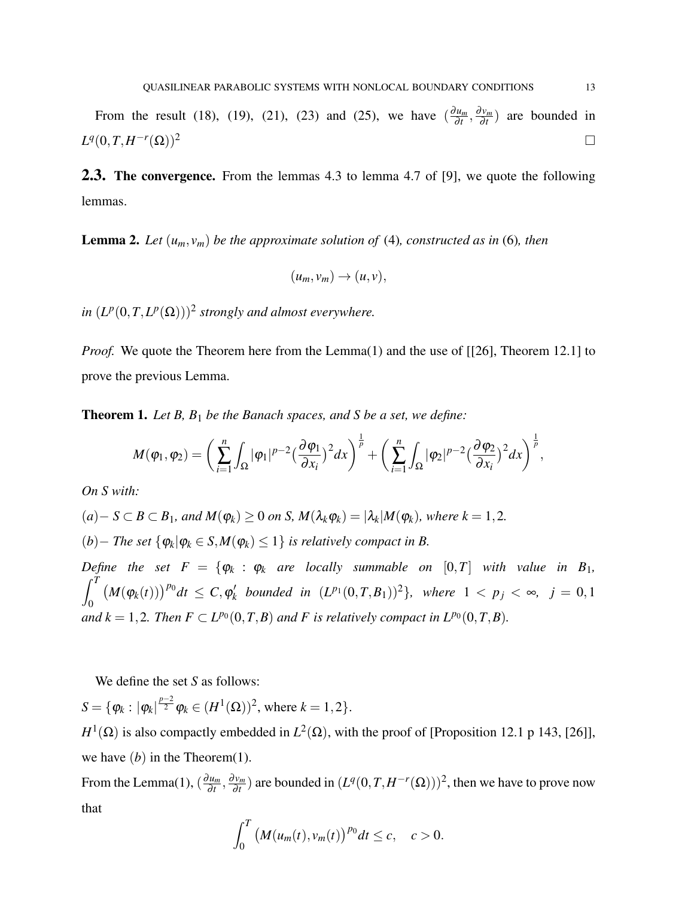From the result (18), (19), (21), (23) and (25), we have $(\frac{\partial u_m}{\partial t}, \frac{\partial v_m}{\partial t})$ are bounded in $L^q(0,T,H^{-r}(\Omega))^2$ □

## 2.3. The convergence.

From the lemmas 4.3 to lemma 4.7 of [9], we quote the following lemmas.

**Lemma 2.** *Let $(u_m, v_m)$ be the approximate solution of (4), constructed as in (6), then*

$$(u_m, v_m) \to (u, v),$$

*in $(L^p(0,T,L^p(\Omega)))^2$ strongly and almost everywhere.*

*Proof.* We quote the Theorem here from the Lemma(1) and the use of [[26], Theorem 12.1] to prove the previous Lemma.

**Theorem 1.** *Let $B$, $B_1$ be the Banach spaces, and $S$ be a set, we define:*

$$M(\varphi_1, \varphi_2) = \left( \sum_{i=1}^{n} \int_\Omega |\varphi_1|^{p-2} \big(\frac{\partial \varphi_1}{\partial x_i}\big)^2 dx \right)^{\frac{1}{p}} + \left( \sum_{i=1}^{n} \int_\Omega |\varphi_2|^{p-2} \big(\frac{\partial \varphi_2}{\partial x_i}\big)^2 dx \right)^{\frac{1}{p}},$$

*On $S$ with:*

*(a)$-$ $S \subset B \subset B_1$, and $M(\varphi_k) \geq 0$ on $S$, $M(\lambda_k \varphi_k) = |\lambda_k| M(\varphi_k)$, where $k = 1,2$.*

*(b)$-$ The set $\{\varphi_k | \varphi_k \in S, M(\varphi_k) \leq 1\}$ is relatively compact in $B$.*

*Define the set $F = \{\varphi_k : \varphi_k$ are locally summable on $[0,T]$ with value in $B_1$, $\int_0^T \big(M(\varphi_k(t))\big)^{p_0} dt \leq C, \varphi_k'$ bounded in $(L^{p_1}(0,T,B_1))^2\}$, where $1 < p_j < \infty$, $j = 0,1$ and $k = 1,2$. Then $F \subset L^{p_0}(0,T,B)$ and $F$ is relatively compact in $L^{p_0}(0,T,B)$.*

We define the set $S$ as follows:

$S = \{\varphi_k : |\varphi_k|^{\frac{p-2}{2}} \varphi_k \in (H^1(\Omega))^2$, where $k = 1,2\}$.

$H^1(\Omega)$ is also compactly embedded in $L^2(\Omega)$, with the proof of [Proposition 12.1 p 143, [26]], we have $(b)$ in the Theorem(1).

From the Lemma(1), $(\frac{\partial u_m}{\partial t}, \frac{\partial v_m}{\partial t})$ are bounded in $(L^q(0,T,H^{-r}(\Omega)))^2$, then we have to prove now that

$$\int_0^T \big(M(u_m(t), v_m(t))\big)^{p_0} dt \leq c, \quad c > 0.$$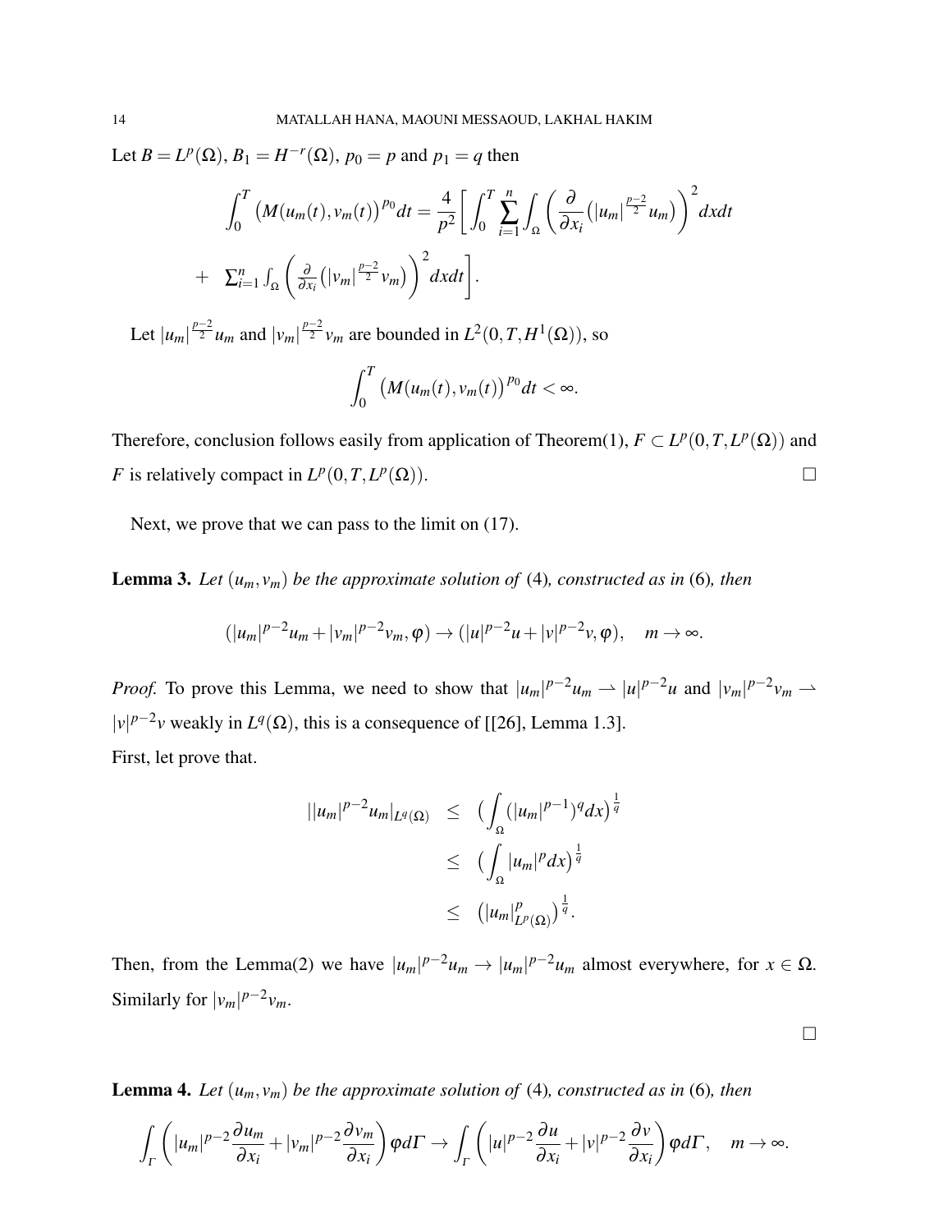Let $B = L^p(\Omega)$, $B_1 = H^{-r}(\Omega)$, $p_0 = p$ and $p_1 = q$ then

$$\int_0^T \big(M(u_m(t), v_m(t))\big)^{p_0} dt = \frac{4}{p^2}\Bigg[\int_0^T \sum_{i=1}^n \int_\Omega \bigg(\frac{\partial}{\partial x_i}\big(|u_m|^{\frac{p-2}{2}} u_m\big)\bigg)^2 dx dt$$

$$+ \quad \sum_{i=1}^n \int_\Omega \bigg(\frac{\partial}{\partial x_i}\big(|v_m|^{\frac{p-2}{2}} v_m\big)\bigg)^2 dx dt\Bigg].$$

Let $|u_m|^{\frac{p-2}{2}} u_m$ and $|v_m|^{\frac{p-2}{2}} v_m$ are bounded in $L^2(0, T, H^1(\Omega))$, so

$$\int_0^T \big(M(u_m(t), v_m(t))\big)^{p_0} dt < \infty.$$

Therefore, conclusion follows easily from application of Theorem(1), $F \subset L^p(0, T, L^p(\Omega))$ and $F$ is relatively compact in $L^p(0, T, L^p(\Omega))$. □

Next, we prove that we can pass to the limit on (17).

**Lemma 3.** *Let $(u_m, v_m)$ be the approximate solution of (4), constructed as in (6), then*

$$(|u_m|^{p-2}u_m + |v_m|^{p-2}v_m, \varphi) \to (|u|^{p-2}u + |v|^{p-2}v, \varphi), \quad m \to \infty.$$

*Proof.* To prove this Lemma, we need to show that $|u_m|^{p-2}u_m \rightharpoonup |u|^{p-2}u$ and $|v_m|^{p-2}v_m \rightharpoonup |v|^{p-2}v$ weakly in $L^q(\Omega)$, this is a consequence of [[26], Lemma 1.3].
First, let prove that.

$$\begin{aligned} ||u_m|^{p-2}u_m|_{L^q(\Omega)} &\leq \big(\int_\Omega (|u_m|^{p-1})^q dx\big)^{\frac{1}{q}} \\ &\leq \big(\int_\Omega |u_m|^p dx\big)^{\frac{1}{q}} \\ &\leq \big(|u_m|^p_{L^p(\Omega)}\big)^{\frac{1}{q}}. \end{aligned}$$

Then, from the Lemma(2) we have $|u_m|^{p-2}u_m \to |u_m|^{p-2}u_m$ almost everywhere, for $x \in \Omega$. Similarly for $|v_m|^{p-2}v_m$.

□

**Lemma 4.** *Let $(u_m, v_m)$ be the approximate solution of (4), constructed as in (6), then*

$$\int_\Gamma \bigg(|u_m|^{p-2}\frac{\partial u_m}{\partial x_i} + |v_m|^{p-2}\frac{\partial v_m}{\partial x_i}\bigg)\varphi d\Gamma \to \int_\Gamma \bigg(|u|^{p-2}\frac{\partial u}{\partial x_i} + |v|^{p-2}\frac{\partial v}{\partial x_i}\bigg)\varphi d\Gamma, \quad m \to \infty.$$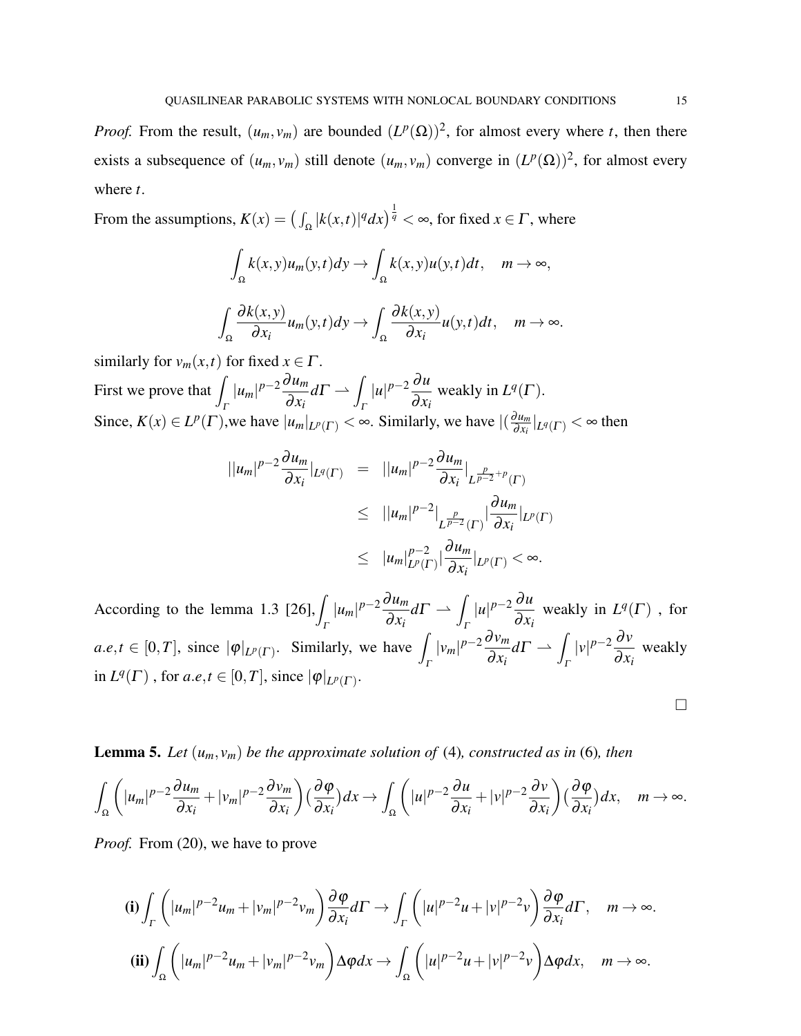*Proof.* From the result, $(u_m, v_m)$ are bounded $(L^p(\Omega))^2$, for almost every where $t$, then there exists a subsequence of $(u_m, v_m)$ still denote $(u_m, v_m)$ converge in $(L^p(\Omega))^2$, for almost every where $t$.

From the assumptions, $K(x) = \left(\int_\Omega |k(x,t)|^q dx\right)^{\frac{1}{q}} < \infty$, for fixed $x \in \Gamma$, where

$$\int_\Omega k(x,y)u_m(y,t)dy \to \int_\Omega k(x,y)u(y,t)dt, \quad m \to \infty,$$

$$\int_\Omega \frac{\partial k(x,y)}{\partial x_i} u_m(y,t)dy \to \int_\Omega \frac{\partial k(x,y)}{\partial x_i} u(y,t)dt, \quad m \to \infty.$$

similarly for $v_m(x,t)$ for fixed $x \in \Gamma$.

First we prove that $\displaystyle\int_\Gamma |u_m|^{p-2}\frac{\partial u_m}{\partial x_i} d\Gamma \rightharpoonup \int_\Gamma |u|^{p-2}\frac{\partial u}{\partial x_i}$ weakly in $L^q(\Gamma)$.

Since, $K(x) \in L^p(\Gamma)$,we have $|u_m|_{L^p(\Gamma)} < \infty$. Similarly, we have $|(\frac{\partial u_m}{\partial x_i}|_{L^q(\Gamma)} < \infty$ then

$$\begin{aligned}
||u_m|^{p-2}\frac{\partial u_m}{\partial x_i}|_{L^q(\Gamma)} &= ||u_m|^{p-2}\frac{\partial u_m}{\partial x_i}|_{L^{\frac{p}{p-2}+p}(\Gamma)} \\
&\leq ||u_m|^{p-2}|_{L^{\frac{p}{p-2}}(\Gamma)} |\frac{\partial u_m}{\partial x_i}|_{L^p(\Gamma)} \\
&\leq |u_m|^{p-2}_{L^p(\Gamma)} |\frac{\partial u_m}{\partial x_i}|_{L^p(\Gamma)} < \infty.
\end{aligned}$$

According to the lemma 1.3 [26], $\displaystyle\int_\Gamma |u_m|^{p-2}\frac{\partial u_m}{\partial x_i} d\Gamma \rightharpoonup \int_\Gamma |u|^{p-2}\frac{\partial u}{\partial x_i}$ weakly in $L^q(\Gamma)$ , for $a.e, t \in [0,T]$, since $|\varphi|_{L^p(\Gamma)}$. Similarly, we have $\displaystyle\int_\Gamma |v_m|^{p-2}\frac{\partial v_m}{\partial x_i} d\Gamma \rightharpoonup \int_\Gamma |v|^{p-2}\frac{\partial v}{\partial x_i}$ weakly in $L^q(\Gamma)$ , for $a.e, t \in [0,T]$, since $|\varphi|_{L^p(\Gamma)}$.

□

**Lemma 5.** *Let $(u_m, v_m)$ be the approximate solution of* (4)*, constructed as in* (6)*, then*

$$\int_\Omega \left(|u_m|^{p-2}\frac{\partial u_m}{\partial x_i} + |v_m|^{p-2}\frac{\partial v_m}{\partial x_i}\right)\left(\frac{\partial \varphi}{\partial x_i}\right)dx \to \int_\Omega \left(|u|^{p-2}\frac{\partial u}{\partial x_i} + |v|^{p-2}\frac{\partial v}{\partial x_i}\right)\left(\frac{\partial \varphi}{\partial x_i}\right)dx, \quad m \to \infty.$$

*Proof.* From (20), we have to prove

$$\textbf{(i)} \int_\Gamma \left(|u_m|^{p-2}u_m + |v_m|^{p-2}v_m\right)\frac{\partial \varphi}{\partial x_i} d\Gamma \to \int_\Gamma \left(|u|^{p-2}u + |v|^{p-2}v\right)\frac{\partial \varphi}{\partial x_i} d\Gamma, \quad m \to \infty.$$

$$\textbf{(ii)} \int_\Omega \left(|u_m|^{p-2}u_m + |v_m|^{p-2}v_m\right)\Delta\varphi dx \to \int_\Omega \left(|u|^{p-2}u + |v|^{p-2}v\right)\Delta\varphi dx, \quad m \to \infty.$$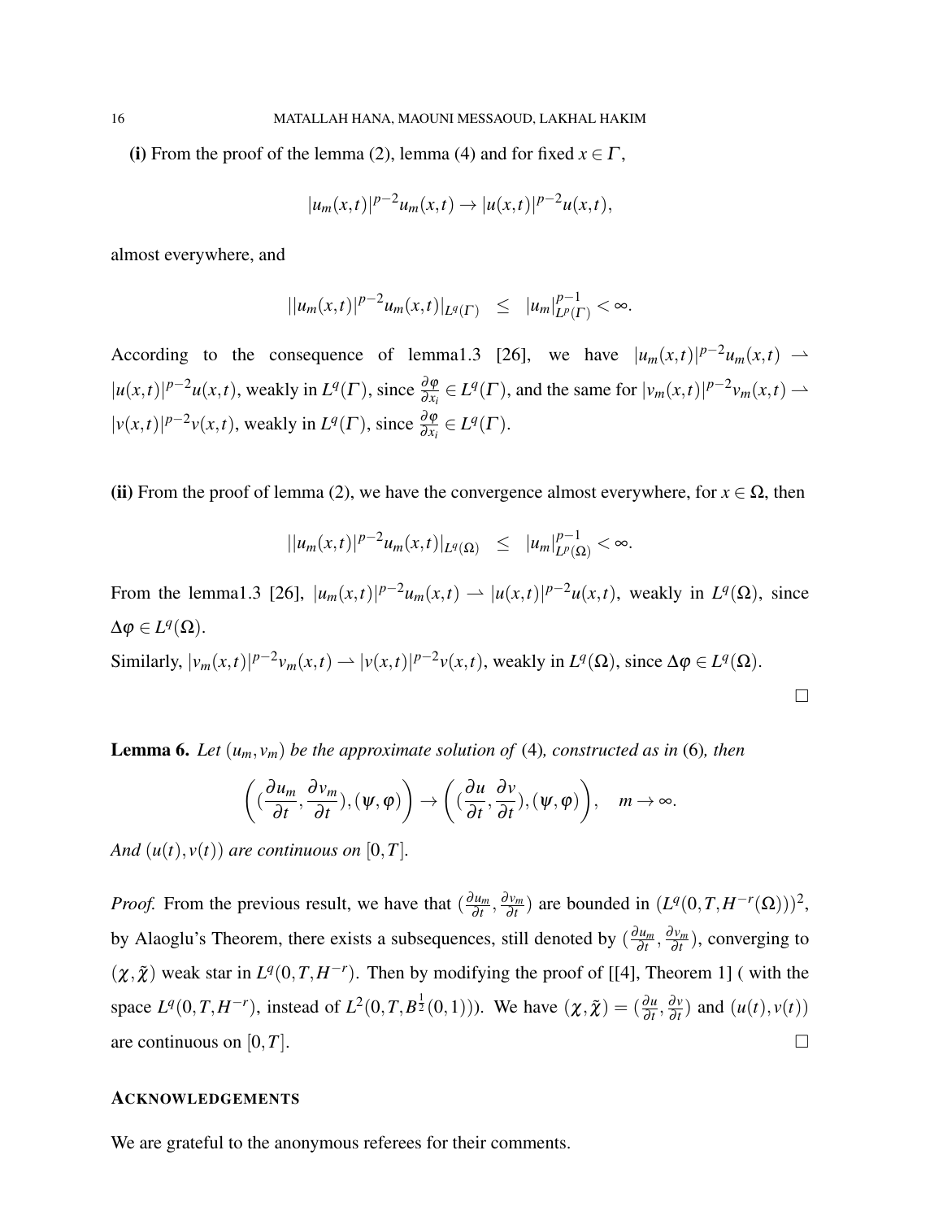**(i)** From the proof of the lemma (2), lemma (4) and for fixed $x \in \Gamma$,

$$|u_m(x,t)|^{p-2}u_m(x,t) \to |u(x,t)|^{p-2}u(x,t),$$

almost everywhere, and

$$||u_m(x,t)|^{p-2}u_m(x,t)|_{L^q(\Gamma)} \quad \leq \quad |u_m|^{p-1}_{L^p(\Gamma)} < \infty.$$

According to the consequence of lemma1.3 [26], we have $|u_m(x,t)|^{p-2}u_m(x,t) \rightharpoonup |u(x,t)|^{p-2}u(x,t)$, weakly in $L^q(\Gamma)$, since $\frac{\partial \varphi}{\partial x_i} \in L^q(\Gamma)$, and the same for $|v_m(x,t)|^{p-2}v_m(x,t) \rightharpoonup |v(x,t)|^{p-2}v(x,t)$, weakly in $L^q(\Gamma)$, since $\frac{\partial \varphi}{\partial x_i} \in L^q(\Gamma)$.

**(ii)** From the proof of lemma (2), we have the convergence almost everywhere, for $x \in \Omega$, then

$$||u_m(x,t)|^{p-2}u_m(x,t)|_{L^q(\Omega)} \quad \leq \quad |u_m|^{p-1}_{L^p(\Omega)} < \infty.$$

From the lemma1.3 [26], $|u_m(x,t)|^{p-2}u_m(x,t) \rightharpoonup |u(x,t)|^{p-2}u(x,t)$, weakly in $L^q(\Omega)$, since $\Delta\varphi \in L^q(\Omega)$.
Similarly, $|v_m(x,t)|^{p-2}v_m(x,t) \rightharpoonup |v(x,t)|^{p-2}v(x,t)$, weakly in $L^q(\Omega)$, since $\Delta\varphi \in L^q(\Omega)$.

□

**Lemma 6.** *Let $(u_m, v_m)$ be the approximate solution of (4), constructed as in (6), then*

$$\left( (\frac{\partial u_m}{\partial t}, \frac{\partial v_m}{\partial t}), (\psi, \varphi) \right) \to \left( (\frac{\partial u}{\partial t}, \frac{\partial v}{\partial t}), (\psi, \varphi) \right), \quad m \to \infty.$$

*And $(u(t), v(t))$ are continuous on $[0,T]$.*

*Proof.* From the previous result, we have that $(\frac{\partial u_m}{\partial t}, \frac{\partial v_m}{\partial t})$ are bounded in $(L^q(0,T,H^{-r}(\Omega)))^2$, by Alaoglu's Theorem, there exists a subsequences, still denoted by $(\frac{\partial u_m}{\partial t}, \frac{\partial v_m}{\partial t})$, converging to $(\chi, \tilde{\chi})$ weak star in $L^q(0,T,H^{-r})$. Then by modifying the proof of [[4], Theorem 1] ( with the space $L^q(0,T,H^{-r})$, instead of $L^2(0,T,B^{\frac{1}{2}}(0,1))$). We have $(\chi, \tilde{\chi}) = (\frac{\partial u}{\partial t}, \frac{\partial v}{\partial t})$ and $(u(t), v(t))$ are continuous on $[0,T]$. □

## ACKNOWLEDGEMENTS

We are grateful to the anonymous referees for their comments.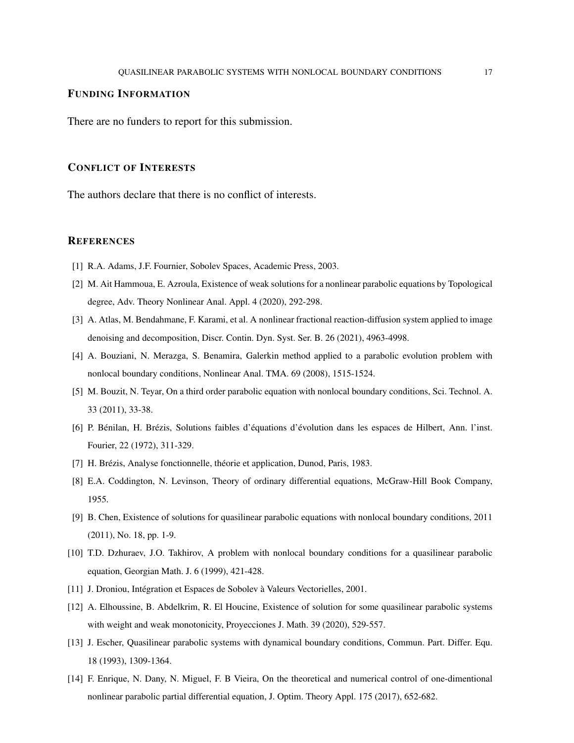## Funding Information

There are no funders to report for this submission.

## Conflict of Interests

The authors declare that there is no conflict of interests.

## References

[1] R.A. Adams, J.F. Fournier, Sobolev Spaces, Academic Press, 2003.

[2] M. Ait Hammoua, E. Azroula, Existence of weak solutions for a nonlinear parabolic equations by Topological degree, Adv. Theory Nonlinear Anal. Appl. 4 (2020), 292-298.

[3] A. Atlas, M. Bendahmane, F. Karami, et al. A nonlinear fractional reaction-diffusion system applied to image denoising and decomposition, Discr. Contin. Dyn. Syst. Ser. B. 26 (2021), 4963-4998.

[4] A. Bouziani, N. Merazga, S. Benamira, Galerkin method applied to a parabolic evolution problem with nonlocal boundary conditions, Nonlinear Anal. TMA. 69 (2008), 1515-1524.

[5] M. Bouzit, N. Teyar, On a third order parabolic equation with nonlocal boundary conditions, Sci. Technol. A. 33 (2011), 33-38.

[6] P. Bénilan, H. Brézis, Solutions faibles d'équations d'évolution dans les espaces de Hilbert, Ann. l'inst. Fourier, 22 (1972), 311-329.

[7] H. Brézis, Analyse fonctionnelle, théorie et application, Dunod, Paris, 1983.

[8] E.A. Coddington, N. Levinson, Theory of ordinary differential equations, McGraw-Hill Book Company, 1955.

[9] B. Chen, Existence of solutions for quasilinear parabolic equations with nonlocal boundary conditions, 2011 (2011), No. 18, pp. 1-9.

[10] T.D. Dzhuraev, J.O. Takhirov, A problem with nonlocal boundary conditions for a quasilinear parabolic equation, Georgian Math. J. 6 (1999), 421-428.

[11] J. Droniou, Intégration et Espaces de Sobolev à Valeurs Vectorielles, 2001.

[12] A. Elhoussine, B. Abdelkrim, R. El Houcine, Existence of solution for some quasilinear parabolic systems with weight and weak monotonicity, Proyecciones J. Math. 39 (2020), 529-557.

[13] J. Escher, Quasilinear parabolic systems with dynamical boundary conditions, Commun. Part. Differ. Equ. 18 (1993), 1309-1364.

[14] F. Enrique, N. Dany, N. Miguel, F. B Vieira, On the theoretical and numerical control of one-dimentional nonlinear parabolic partial differential equation, J. Optim. Theory Appl. 175 (2017), 652-682.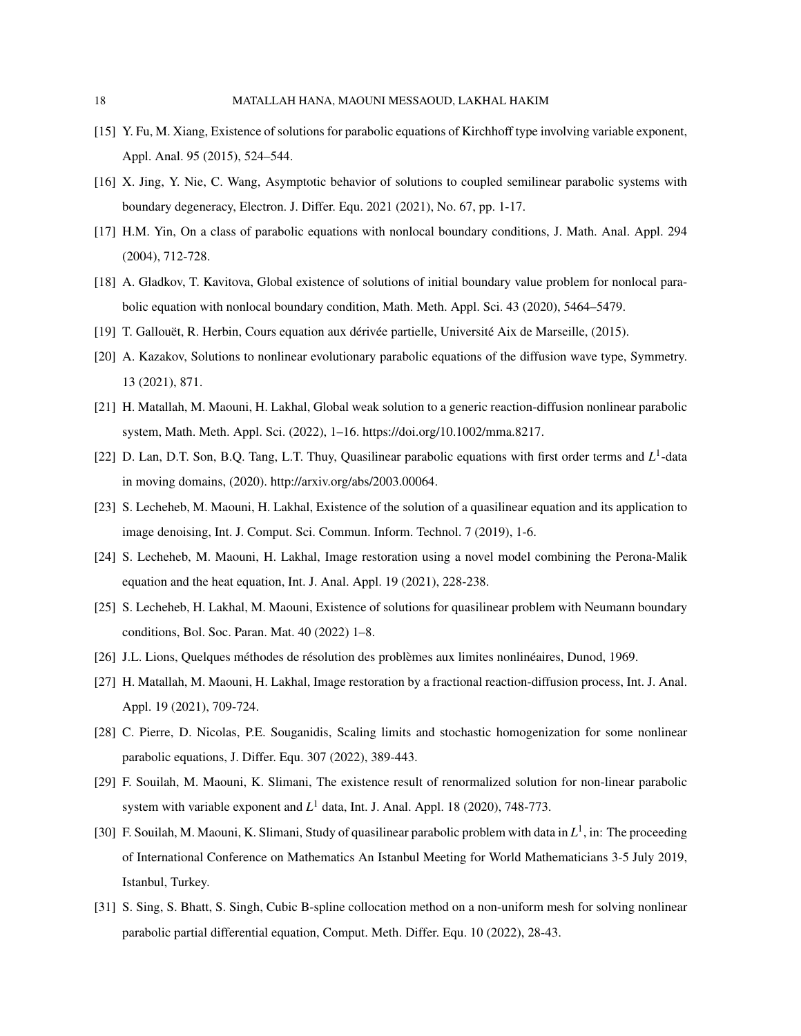[15] Y. Fu, M. Xiang, Existence of solutions for parabolic equations of Kirchhoff type involving variable exponent, Appl. Anal. 95 (2015), 524–544.

[16] X. Jing, Y. Nie, C. Wang, Asymptotic behavior of solutions to coupled semilinear parabolic systems with boundary degeneracy, Electron. J. Differ. Equ. 2021 (2021), No. 67, pp. 1-17.

[17] H.M. Yin, On a class of parabolic equations with nonlocal boundary conditions, J. Math. Anal. Appl. 294 (2004), 712-728.

[18] A. Gladkov, T. Kavitova, Global existence of solutions of initial boundary value problem for nonlocal parabolic equation with nonlocal boundary condition, Math. Meth. Appl. Sci. 43 (2020), 5464–5479.

[19] T. Gallouët, R. Herbin, Cours equation aux dérivée partielle, Université Aix de Marseille, (2015).

[20] A. Kazakov, Solutions to nonlinear evolutionary parabolic equations of the diffusion wave type, Symmetry. 13 (2021), 871.

[21] H. Matallah, M. Maouni, H. Lakhal, Global weak solution to a generic reaction-diffusion nonlinear parabolic system, Math. Meth. Appl. Sci. (2022), 1–16. https://doi.org/10.1002/mma.8217.

[22] D. Lan, D.T. Son, B.Q. Tang, L.T. Thuy, Quasilinear parabolic equations with first order terms and $L^1$-data in moving domains, (2020). http://arxiv.org/abs/2003.00064.

[23] S. Lecheheb, M. Maouni, H. Lakhal, Existence of the solution of a quasilinear equation and its application to image denoising, Int. J. Comput. Sci. Commun. Inform. Technol. 7 (2019), 1-6.

[24] S. Lecheheb, M. Maouni, H. Lakhal, Image restoration using a novel model combining the Perona-Malik equation and the heat equation, Int. J. Anal. Appl. 19 (2021), 228-238.

[25] S. Lecheheb, H. Lakhal, M. Maouni, Existence of solutions for quasilinear problem with Neumann boundary conditions, Bol. Soc. Paran. Mat. 40 (2022) 1–8.

[26] J.L. Lions, Quelques méthodes de résolution des problèmes aux limites nonlinéaires, Dunod, 1969.

[27] H. Matallah, M. Maouni, H. Lakhal, Image restoration by a fractional reaction-diffusion process, Int. J. Anal. Appl. 19 (2021), 709-724.

[28] C. Pierre, D. Nicolas, P.E. Souganidis, Scaling limits and stochastic homogenization for some nonlinear parabolic equations, J. Differ. Equ. 307 (2022), 389-443.

[29] F. Souilah, M. Maouni, K. Slimani, The existence result of renormalized solution for non-linear parabolic system with variable exponent and $L^1$ data, Int. J. Anal. Appl. 18 (2020), 748-773.

[30] F. Souilah, M. Maouni, K. Slimani, Study of quasilinear parabolic problem with data in $L^1$, in: The proceeding of International Conference on Mathematics An Istanbul Meeting for World Mathematicians 3-5 July 2019, Istanbul, Turkey.

[31] S. Sing, S. Bhatt, S. Singh, Cubic B-spline collocation method on a non-uniform mesh for solving nonlinear parabolic partial differential equation, Comput. Meth. Differ. Equ. 10 (2022), 28-43.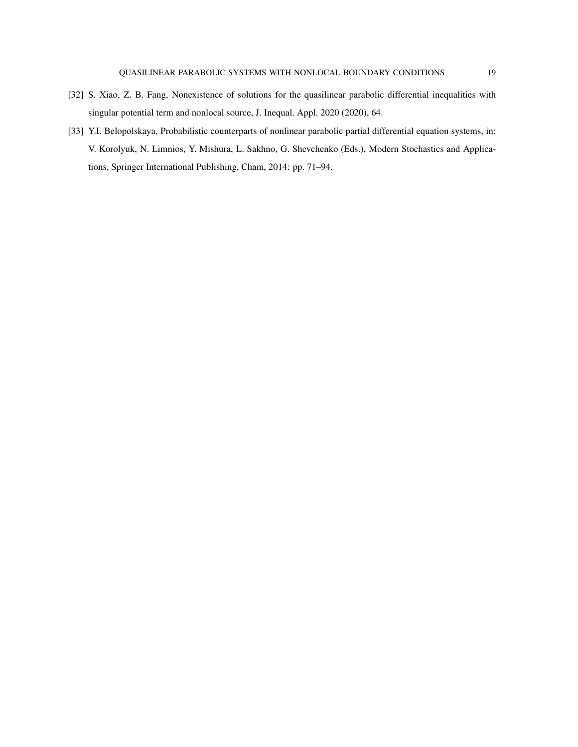[32] S. Xiao, Z. B. Fang, Nonexistence of solutions for the quasilinear parabolic differential inequalities with singular potential term and nonlocal source, J. Inequal. Appl. 2020 (2020), 64.

[33] Y.I. Belopolskaya, Probabilistic counterparts of nonlinear parabolic partial differential equation systems, in: V. Korolyuk, N. Limnios, Y. Mishura, L. Sakhno, G. Shevchenko (Eds.), Modern Stochastics and Applications, Springer International Publishing, Cham, 2014: pp. 71–94.